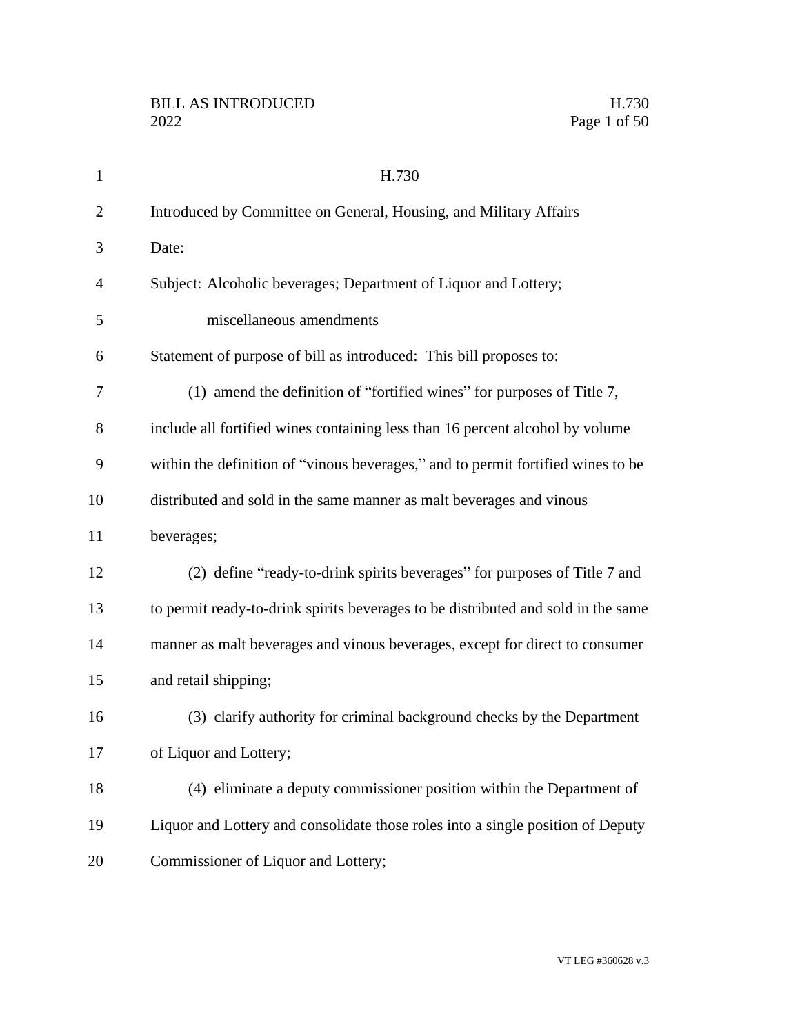H.730

Introduced by Committee on General, Housing, and Military Affairs

Date:

Subject: Alcoholic beverages; Department of Liquor and Lottery; miscellaneous amendments

Statement of purpose of bill as introduced: This bill proposes to:

(1) amend the definition of "fortified wines" for purposes of Title 7, include all fortified wines containing less than 16 percent alcohol by volume within the definition of "vinous beverages," and to permit fortified wines to be distributed and sold in the same manner as malt beverages and vinous beverages;

(2) define "ready-to-drink spirits beverages" for purposes of Title 7 and to permit ready-to-drink spirits beverages to be distributed and sold in the same manner as malt beverages and vinous beverages, except for direct to consumer and retail shipping;

(3) clarify authority for criminal background checks by the Department of Liquor and Lottery;

(4) eliminate a deputy commissioner position within the Department of Liquor and Lottery and consolidate those roles into a single position of Deputy Commissioner of Liquor and Lottery;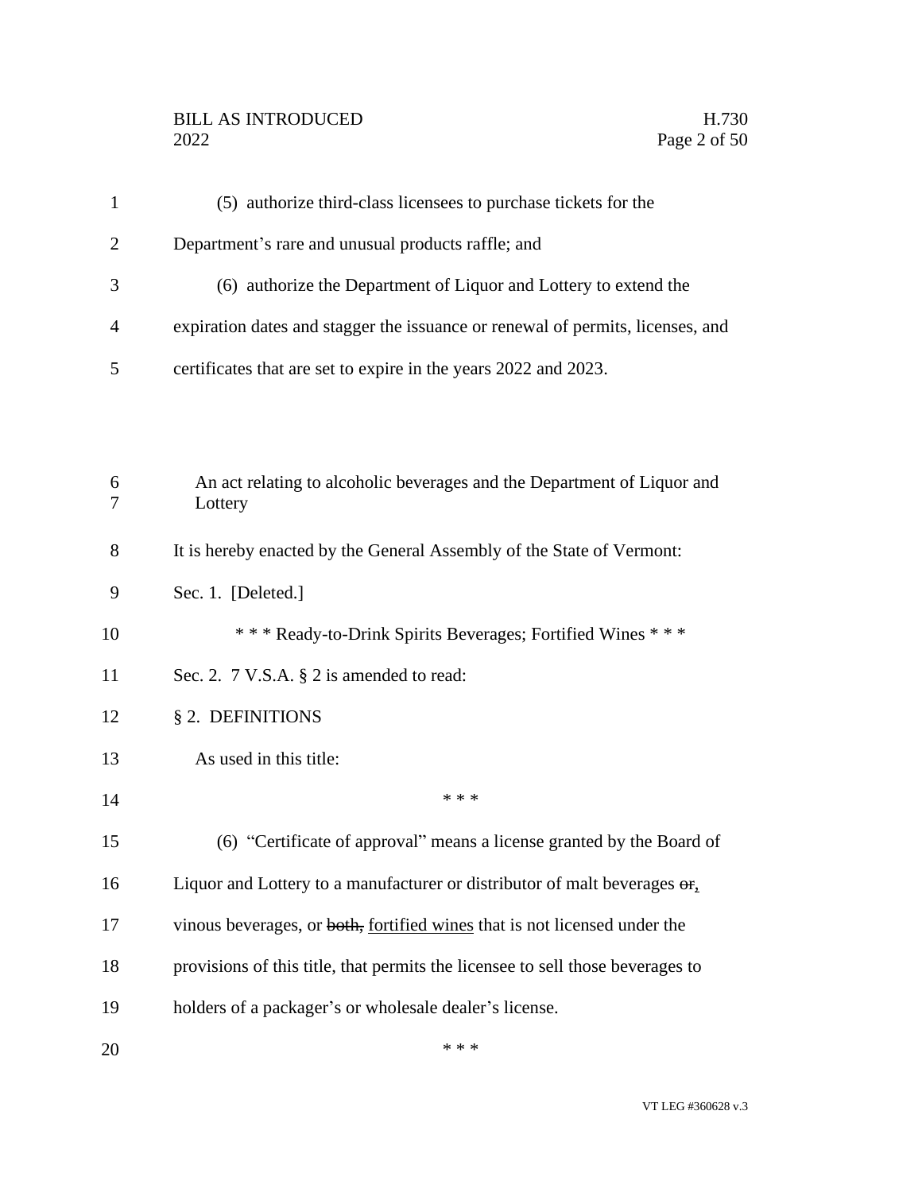(5) authorize third-class licensees to purchase tickets for the Department's rare and unusual products raffle; and

(6) authorize the Department of Liquor and Lottery to extend the expiration dates and stagger the issuance or renewal of permits, licenses, and certificates that are set to expire in the years 2022 and 2023.

An act relating to alcoholic beverages and the Department of Liquor and Lottery

It is hereby enacted by the General Assembly of the State of Vermont:

Sec. 1. [Deleted.]

\* \* \* Ready-to-Drink Spirits Beverages; Fortified Wines \* \* \*

Sec. 2. 7 V.S.A. § 2 is amended to read:

§ 2. DEFINITIONS

As used in this title:

\* \* \*

(6) "Certificate of approval" means a license granted by the Board of Liquor and Lottery to a manufacturer or distributor of malt beverages ~~or~~<u>,</u> vinous beverages, or ~~both,~~ <u>fortified wines</u> that is not licensed under the provisions of this title, that permits the licensee to sell those beverages to holders of a packager's or wholesale dealer's license.

\* \* \*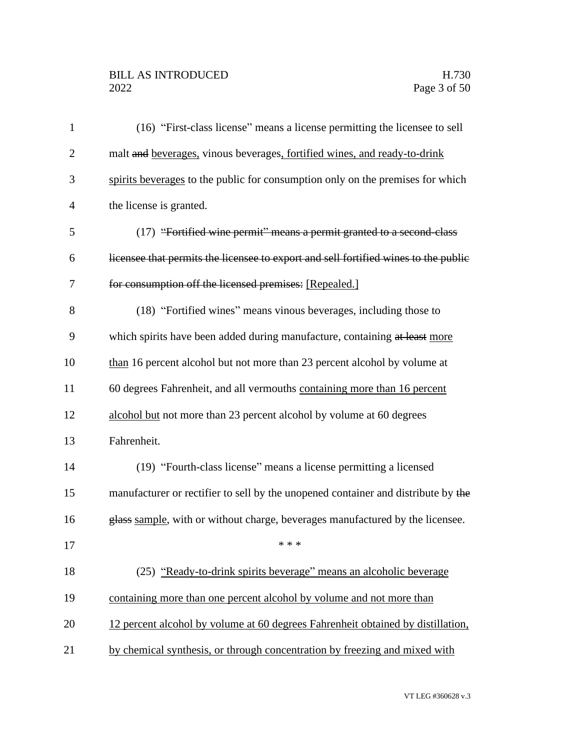(16) "First-class license" means a license permitting the licensee to sell malt ~~and~~ <u>beverages,</u> vinous beverages<u>, fortified wines, and ready-to-drink spirits beverages</u> to the public for consumption only on the premises for which the license is granted.

(17) ~~"Fortified wine permit" means a permit granted to a second-class licensee that permits the licensee to export and sell fortified wines to the public for consumption off the licensed premises.~~ <u>[Repealed.]</u>

(18) "Fortified wines" means vinous beverages, including those to which spirits have been added during manufacture, containing ~~at least~~ <u>more than</u> 16 percent alcohol but not more than 23 percent alcohol by volume at 60 degrees Fahrenheit, and all vermouths <u>containing more than 16 percent alcohol but</u> not more than 23 percent alcohol by volume at 60 degrees Fahrenheit.

(19) "Fourth-class license" means a license permitting a licensed manufacturer or rectifier to sell by the unopened container and distribute by ~~the glass~~ <u>sample</u>, with or without charge, beverages manufactured by the licensee.

\* \* \*

(25) <u>"Ready-to-drink spirits beverage" means an alcoholic beverage containing more than one percent alcohol by volume and not more than 12 percent alcohol by volume at 60 degrees Fahrenheit obtained by distillation, by chemical synthesis, or through concentration by freezing and mixed with</u>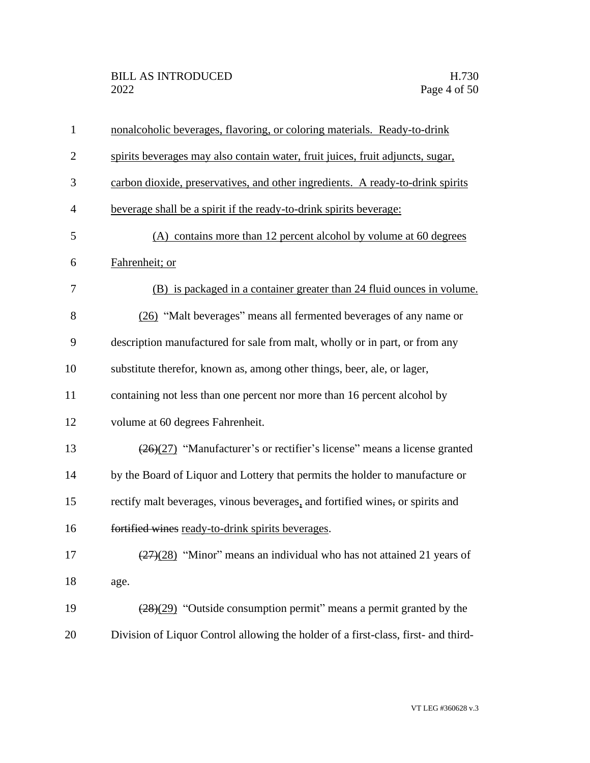nonalcoholic beverages, flavoring, or coloring materials. Ready-to-drink spirits beverages may also contain water, fruit juices, fruit adjuncts, sugar, carbon dioxide, preservatives, and other ingredients. A ready-to-drink spirits beverage shall be a spirit if the ready-to-drink spirits beverage:

(A) contains more than 12 percent alcohol by volume at 60 degrees Fahrenheit; or

(B) is packaged in a container greater than 24 fluid ounces in volume.

(26) "Malt beverages" means all fermented beverages of any name or description manufactured for sale from malt, wholly or in part, or from any substitute therefor, known as, among other things, beer, ale, or lager, containing not less than one percent nor more than 16 percent alcohol by volume at 60 degrees Fahrenheit.

~~(26)~~(27) "Manufacturer's or rectifier's license" means a license granted by the Board of Liquor and Lottery that permits the holder to manufacture or rectify malt beverages, vinous beverages, and fortified wines~~,~~ or spirits and ~~fortified wines~~ ready-to-drink spirits beverages.

~~(27)~~(28) "Minor" means an individual who has not attained 21 years of age.

~~(28)~~(29) "Outside consumption permit" means a permit granted by the Division of Liquor Control allowing the holder of a first-class, first- and third-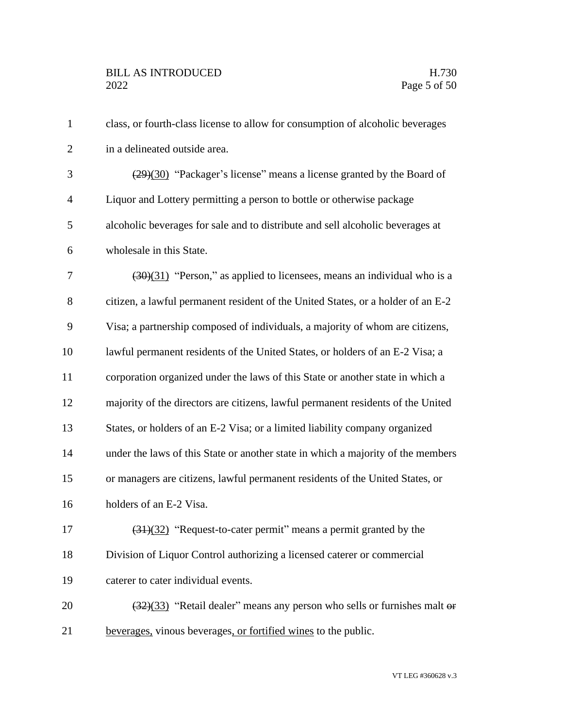class, or fourth-class license to allow for consumption of alcoholic beverages in a delineated outside area.

~~(29)~~(30) "Packager's license" means a license granted by the Board of Liquor and Lottery permitting a person to bottle or otherwise package alcoholic beverages for sale and to distribute and sell alcoholic beverages at wholesale in this State.

~~(30)~~(31) "Person," as applied to licensees, means an individual who is a citizen, a lawful permanent resident of the United States, or a holder of an E-2 Visa; a partnership composed of individuals, a majority of whom are citizens, lawful permanent residents of the United States, or holders of an E-2 Visa; a corporation organized under the laws of this State or another state in which a majority of the directors are citizens, lawful permanent residents of the United States, or holders of an E-2 Visa; or a limited liability company organized under the laws of this State or another state in which a majority of the members or managers are citizens, lawful permanent residents of the United States, or holders of an E-2 Visa.

~~(31)~~(32) "Request-to-cater permit" means a permit granted by the Division of Liquor Control authorizing a licensed caterer or commercial caterer to cater individual events.

~~(32)~~(33) "Retail dealer" means any person who sells or furnishes malt ~~or~~ beverages, vinous beverages, or fortified wines to the public.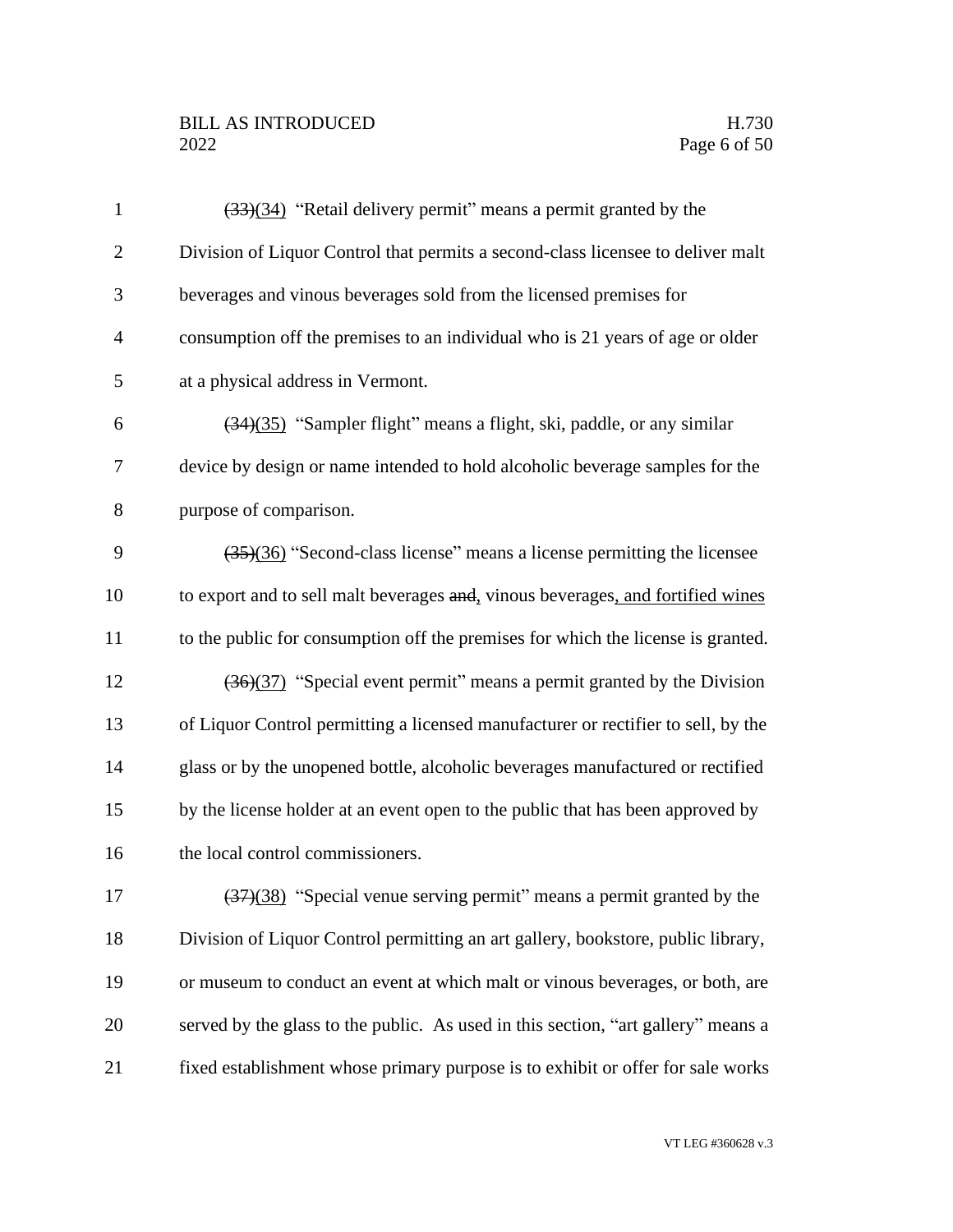~~(33)~~(34) "Retail delivery permit" means a permit granted by the Division of Liquor Control that permits a second-class licensee to deliver malt beverages and vinous beverages sold from the licensed premises for consumption off the premises to an individual who is 21 years of age or older at a physical address in Vermont.

~~(34)~~(35) "Sampler flight" means a flight, ski, paddle, or any similar device by design or name intended to hold alcoholic beverage samples for the purpose of comparison.

~~(35)~~(36) "Second-class license" means a license permitting the licensee to export and to sell malt beverages ~~and~~, vinous beverages, and fortified wines to the public for consumption off the premises for which the license is granted.

~~(36)~~(37) "Special event permit" means a permit granted by the Division of Liquor Control permitting a licensed manufacturer or rectifier to sell, by the glass or by the unopened bottle, alcoholic beverages manufactured or rectified by the license holder at an event open to the public that has been approved by the local control commissioners.

~~(37)~~(38) "Special venue serving permit" means a permit granted by the Division of Liquor Control permitting an art gallery, bookstore, public library, or museum to conduct an event at which malt or vinous beverages, or both, are served by the glass to the public. As used in this section, "art gallery" means a fixed establishment whose primary purpose is to exhibit or offer for sale works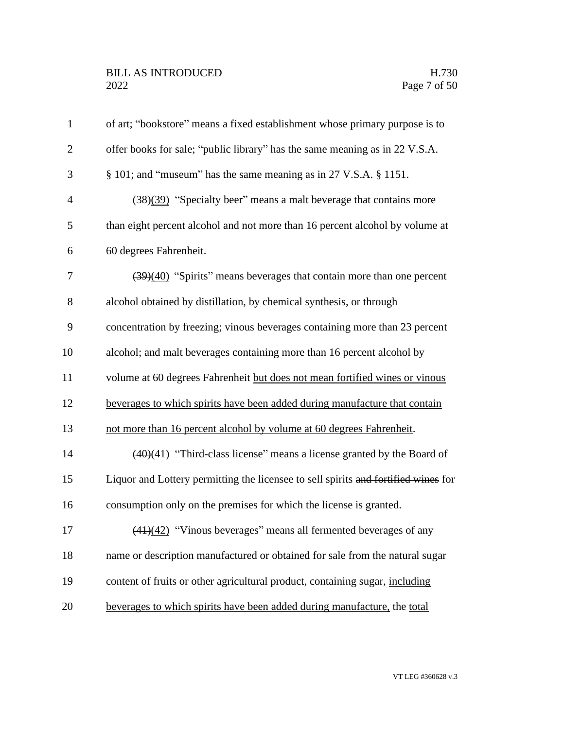of art; "bookstore" means a fixed establishment whose primary purpose is to offer books for sale; "public library" has the same meaning as in 22 V.S.A. § 101; and "museum" has the same meaning as in 27 V.S.A. § 1151.

~~(38)~~(39) "Specialty beer" means a malt beverage that contains more than eight percent alcohol and not more than 16 percent alcohol by volume at 60 degrees Fahrenheit.

~~(39)~~(40) "Spirits" means beverages that contain more than one percent alcohol obtained by distillation, by chemical synthesis, or through concentration by freezing; vinous beverages containing more than 23 percent alcohol; and malt beverages containing more than 16 percent alcohol by volume at 60 degrees Fahrenheit <u>but does not mean fortified wines or vinous beverages to which spirits have been added during manufacture that contain not more than 16 percent alcohol by volume at 60 degrees Fahrenheit</u>.

~~(40)~~(41) "Third-class license" means a license granted by the Board of Liquor and Lottery permitting the licensee to sell spirits ~~and fortified wines~~ for consumption only on the premises for which the license is granted.

~~(41)~~(42) "Vinous beverages" means all fermented beverages of any name or description manufactured or obtained for sale from the natural sugar content of fruits or other agricultural product, containing sugar, <u>including beverages to which spirits have been added during manufacture,</u> the <u>total</u>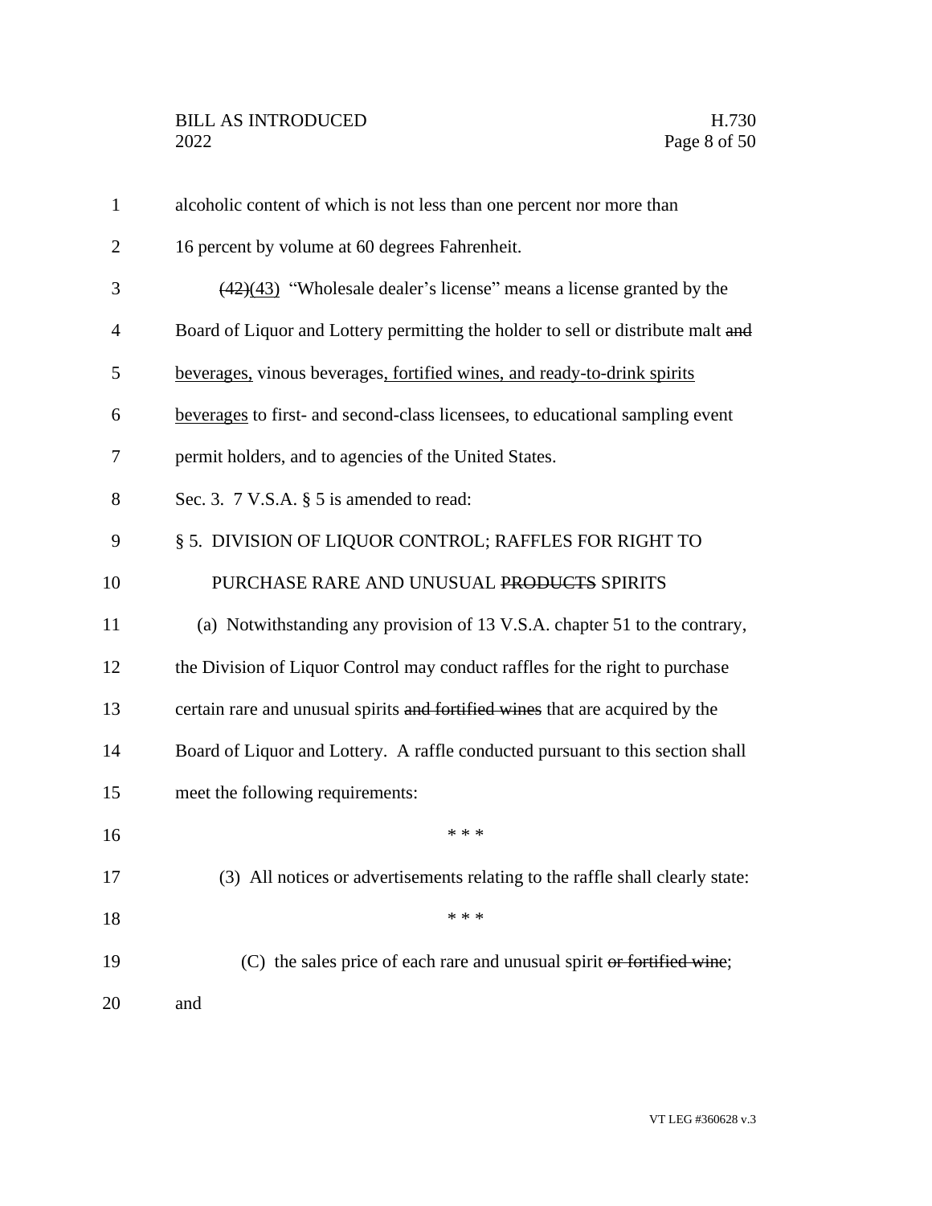alcoholic content of which is not less than one percent nor more than 16 percent by volume at 60 degrees Fahrenheit.

~~(42)~~(43) "Wholesale dealer's license" means a license granted by the Board of Liquor and Lottery permitting the holder to sell or distribute malt ~~and~~ beverages, vinous beverages, fortified wines, and ready-to-drink spirits beverages to first- and second-class licensees, to educational sampling event permit holders, and to agencies of the United States.

Sec. 3. 7 V.S.A. § 5 is amended to read:

§ 5. DIVISION OF LIQUOR CONTROL; RAFFLES FOR RIGHT TO PURCHASE RARE AND UNUSUAL ~~PRODUCTS~~ SPIRITS

(a) Notwithstanding any provision of 13 V.S.A. chapter 51 to the contrary, the Division of Liquor Control may conduct raffles for the right to purchase certain rare and unusual spirits ~~and fortified wines~~ that are acquired by the Board of Liquor and Lottery. A raffle conducted pursuant to this section shall meet the following requirements:

\* \* \*

(3) All notices or advertisements relating to the raffle shall clearly state:

\* \* \*

(C) the sales price of each rare and unusual spirit ~~or fortified wine~~; and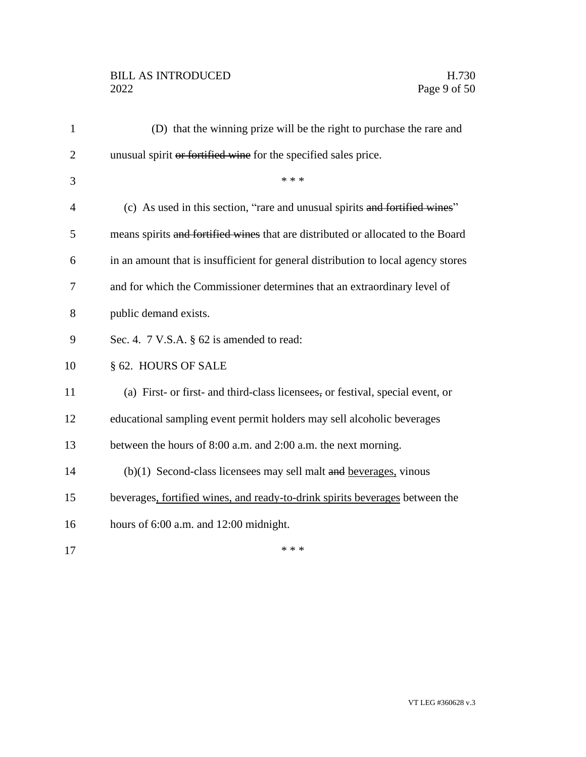(D) that the winning prize will be the right to purchase the rare and unusual spirit ~~or fortified wine~~ for the specified sales price.

\* \* \*

(c) As used in this section, "rare and unusual spirits ~~and fortified wines~~" means spirits ~~and fortified wines~~ that are distributed or allocated to the Board in an amount that is insufficient for general distribution to local agency stores and for which the Commissioner determines that an extraordinary level of public demand exists.

Sec. 4. 7 V.S.A. § 62 is amended to read:

§ 62. HOURS OF SALE

(a) First- or first- and third-class licensees~~,~~ or festival, special event, or educational sampling event permit holders may sell alcoholic beverages between the hours of 8:00 a.m. and 2:00 a.m. the next morning.

(b)(1) Second-class licensees may sell malt ~~and~~ <u>beverages,</u> vinous beverages<u>, fortified wines, and ready-to-drink spirits beverages</u> between the hours of 6:00 a.m. and 12:00 midnight.

\* \* \*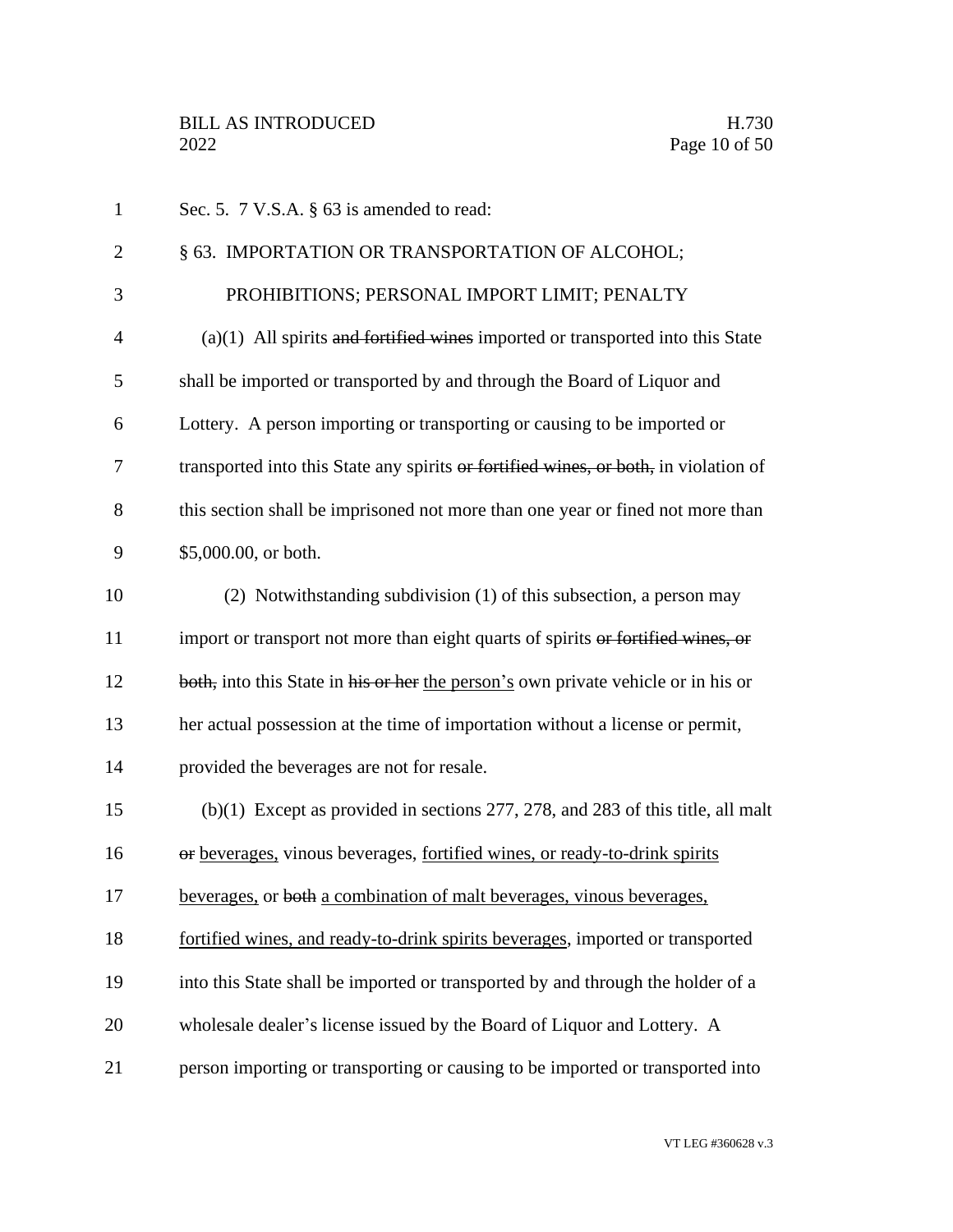Sec. 5. 7 V.S.A. § 63 is amended to read:

§ 63. IMPORTATION OR TRANSPORTATION OF ALCOHOL; PROHIBITIONS; PERSONAL IMPORT LIMIT; PENALTY

(a)(1) All spirits ~~and fortified wines~~ imported or transported into this State shall be imported or transported by and through the Board of Liquor and Lottery. A person importing or transporting or causing to be imported or transported into this State any spirits ~~or fortified wines, or both,~~ in violation of this section shall be imprisoned not more than one year or fined not more than $5,000.00, or both.

(2) Notwithstanding subdivision (1) of this subsection, a person may import or transport not more than eight quarts of spirits ~~or fortified wines, or both,~~ into this State in ~~his or her~~ <u>the person's</u> own private vehicle or in his or her actual possession at the time of importation without a license or permit, provided the beverages are not for resale.

(b)(1) Except as provided in sections 277, 278, and 283 of this title, all malt ~~or~~ <u>beverages,</u> vinous beverages, <u>fortified wines, or ready-to-drink spirits beverages,</u> or ~~both~~ <u>a combination of malt beverages, vinous beverages, fortified wines, and ready-to-drink spirits beverages</u>, imported or transported into this State shall be imported or transported by and through the holder of a wholesale dealer's license issued by the Board of Liquor and Lottery. A person importing or transporting or causing to be imported or transported into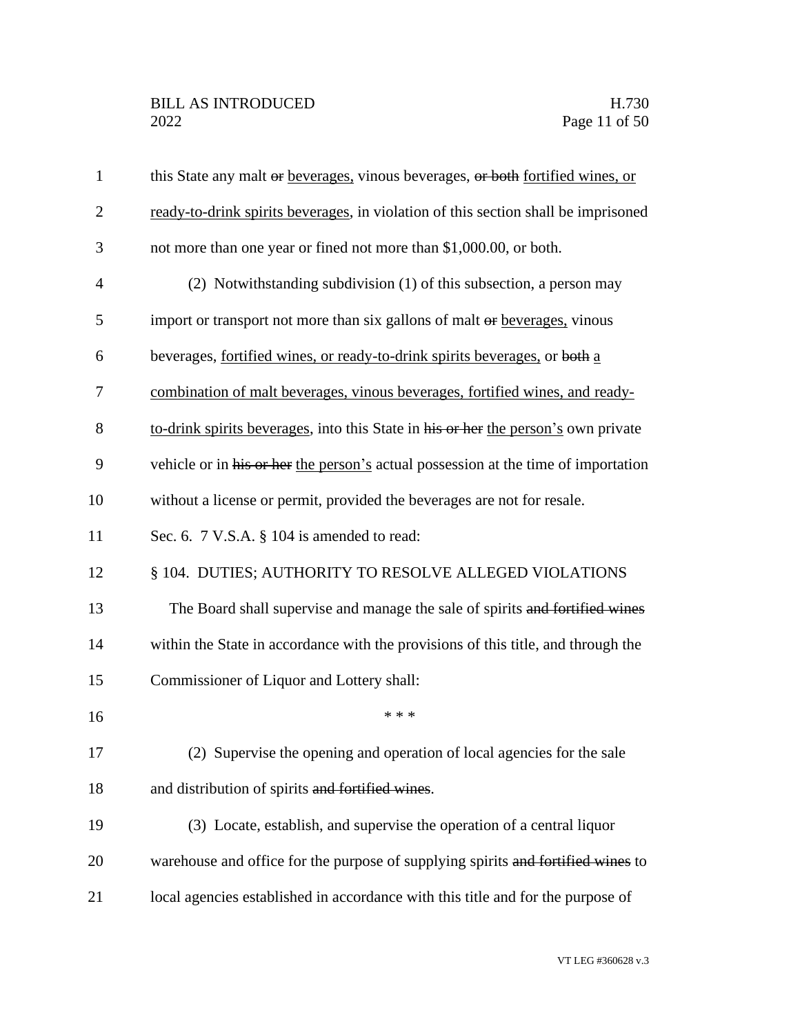this State any malt ~~or~~ beverages, vinous beverages, ~~or both~~ fortified wines, or ready-to-drink spirits beverages, in violation of this section shall be imprisoned not more than one year or fined not more than $1,000.00, or both.

(2) Notwithstanding subdivision (1) of this subsection, a person may import or transport not more than six gallons of malt ~~or~~ beverages, vinous beverages, fortified wines, or ready-to-drink spirits beverages, or ~~both~~ a combination of malt beverages, vinous beverages, fortified wines, and ready-to-drink spirits beverages, into this State in ~~his or her~~ the person's own private vehicle or in ~~his or her~~ the person's actual possession at the time of importation without a license or permit, provided the beverages are not for resale.

Sec. 6. 7 V.S.A. § 104 is amended to read:

§ 104. DUTIES; AUTHORITY TO RESOLVE ALLEGED VIOLATIONS

The Board shall supervise and manage the sale of spirits ~~and fortified wines~~ within the State in accordance with the provisions of this title, and through the Commissioner of Liquor and Lottery shall:

\* \* \*

(2) Supervise the opening and operation of local agencies for the sale and distribution of spirits ~~and fortified wines~~.

(3) Locate, establish, and supervise the operation of a central liquor warehouse and office for the purpose of supplying spirits ~~and fortified wines~~ to local agencies established in accordance with this title and for the purpose of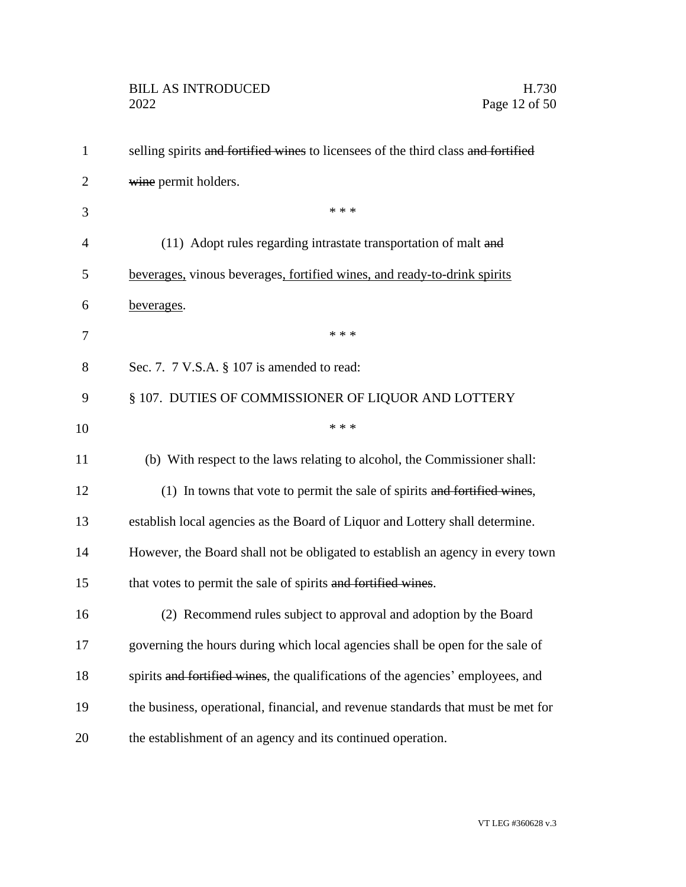selling spirits ~~and fortified wines~~ to licensees of the third class ~~and fortified wine~~ permit holders.

\* \* \*

(11) Adopt rules regarding intrastate transportation of malt ~~and~~ <u>beverages,</u> vinous beverages<u>, fortified wines, and ready-to-drink spirits beverages</u>.

\* \* \*

Sec. 7. 7 V.S.A. § 107 is amended to read:

§ 107. DUTIES OF COMMISSIONER OF LIQUOR AND LOTTERY

\* \* \*

(b) With respect to the laws relating to alcohol, the Commissioner shall:

(1) In towns that vote to permit the sale of spirits ~~and fortified wines~~, establish local agencies as the Board of Liquor and Lottery shall determine. However, the Board shall not be obligated to establish an agency in every town that votes to permit the sale of spirits ~~and fortified wines~~.

(2) Recommend rules subject to approval and adoption by the Board governing the hours during which local agencies shall be open for the sale of spirits ~~and fortified wines~~, the qualifications of the agencies' employees, and the business, operational, financial, and revenue standards that must be met for the establishment of an agency and its continued operation.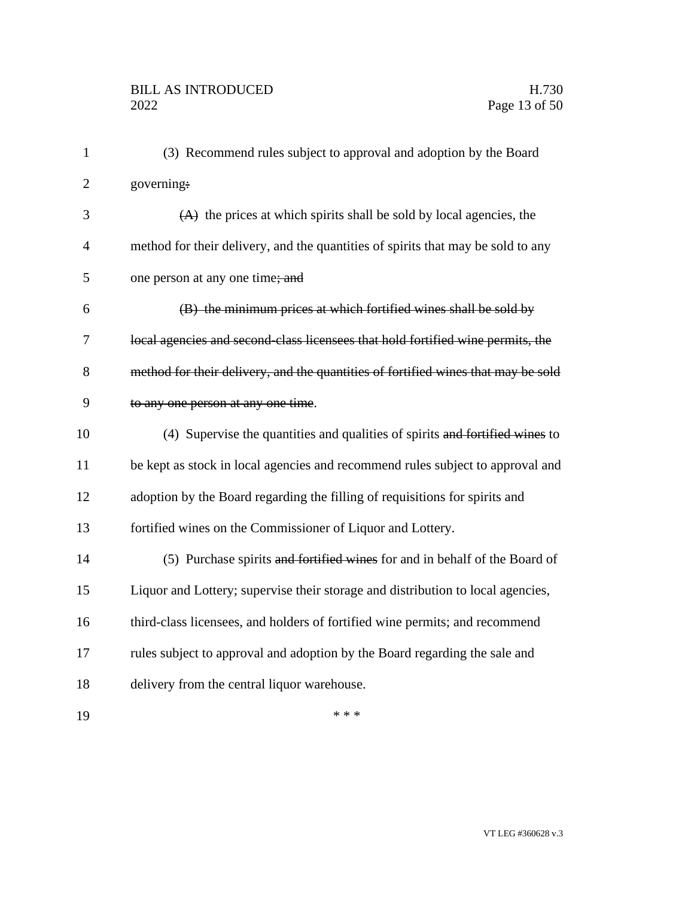(3) Recommend rules subject to approval and adoption by the Board governing~~:~~

~~(A)~~ the prices at which spirits shall be sold by local agencies, the method for their delivery, and the quantities of spirits that may be sold to any one person at any one time~~; and~~

~~(B) the minimum prices at which fortified wines shall be sold by local agencies and second-class licensees that hold fortified wine permits, the method for their delivery, and the quantities of fortified wines that may be sold to any one person at any one time~~.

(4) Supervise the quantities and qualities of spirits ~~and fortified wines~~ to be kept as stock in local agencies and recommend rules subject to approval and adoption by the Board regarding the filling of requisitions for spirits and fortified wines on the Commissioner of Liquor and Lottery.

(5) Purchase spirits ~~and fortified wines~~ for and in behalf of the Board of Liquor and Lottery; supervise their storage and distribution to local agencies, third-class licensees, and holders of fortified wine permits; and recommend rules subject to approval and adoption by the Board regarding the sale and delivery from the central liquor warehouse.

\* \* \*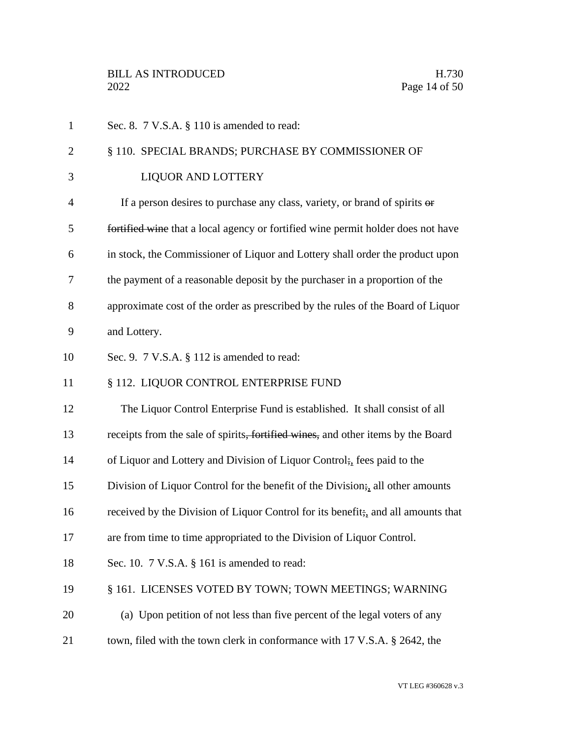Sec. 8. 7 V.S.A. § 110 is amended to read:

§ 110. SPECIAL BRANDS; PURCHASE BY COMMISSIONER OF LIQUOR AND LOTTERY

If a person desires to purchase any class, variety, or brand of spirits ~~or fortified wine~~ that a local agency or fortified wine permit holder does not have in stock, the Commissioner of Liquor and Lottery shall order the product upon the payment of a reasonable deposit by the purchaser in a proportion of the approximate cost of the order as prescribed by the rules of the Board of Liquor and Lottery.

Sec. 9. 7 V.S.A. § 112 is amended to read:

§ 112. LIQUOR CONTROL ENTERPRISE FUND

The Liquor Control Enterprise Fund is established. It shall consist of all receipts from the sale of spirits~~, fortified wines,~~ and other items by the Board of Liquor and Lottery and Division of Liquor Control~~;~~<u>,</u> fees paid to the Division of Liquor Control for the benefit of the Division~~;~~<u>,</u> all other amounts received by the Division of Liquor Control for its benefit~~;~~<u>,</u> and all amounts that are from time to time appropriated to the Division of Liquor Control.

Sec. 10. 7 V.S.A. § 161 is amended to read:

§ 161. LICENSES VOTED BY TOWN; TOWN MEETINGS; WARNING

(a) Upon petition of not less than five percent of the legal voters of any town, filed with the town clerk in conformance with 17 V.S.A. § 2642, the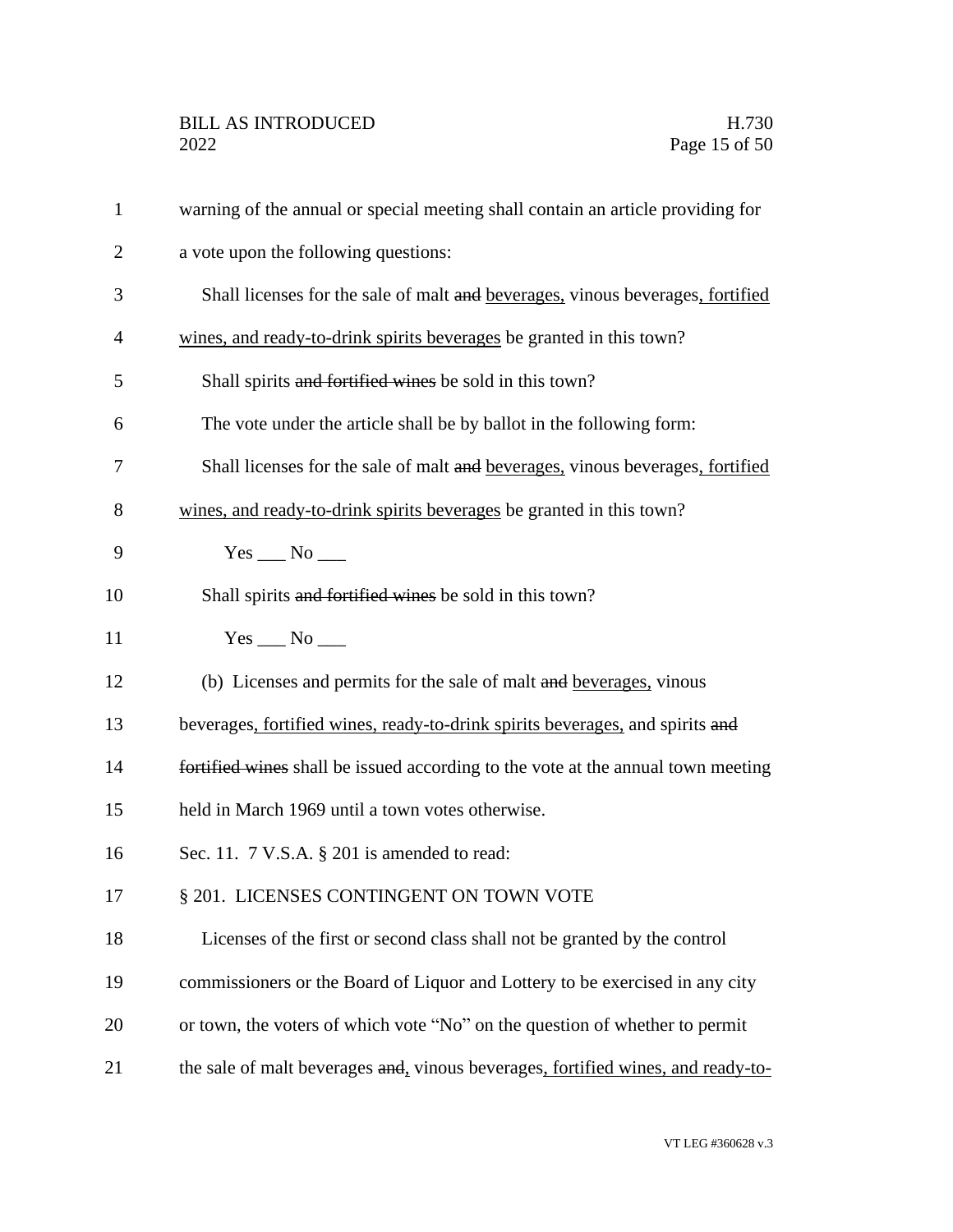warning of the annual or special meeting shall contain an article providing for a vote upon the following questions:

Shall licenses for the sale of malt ~~and~~ beverages, vinous beverages, fortified wines, and ready-to-drink spirits beverages be granted in this town?

Shall spirits ~~and fortified wines~~ be sold in this town?

The vote under the article shall be by ballot in the following form:

Shall licenses for the sale of malt ~~and~~ beverages, vinous beverages, fortified wines, and ready-to-drink spirits beverages be granted in this town?

Yes ___ No ___

Shall spirits ~~and fortified wines~~ be sold in this town?

Yes ___ No ___

(b) Licenses and permits for the sale of malt ~~and~~ beverages, vinous beverages, fortified wines, ready-to-drink spirits beverages, and spirits ~~and fortified wines~~ shall be issued according to the vote at the annual town meeting held in March 1969 until a town votes otherwise.

Sec. 11. 7 V.S.A. § 201 is amended to read:

§ 201. LICENSES CONTINGENT ON TOWN VOTE

Licenses of the first or second class shall not be granted by the control commissioners or the Board of Liquor and Lottery to be exercised in any city or town, the voters of which vote "No" on the question of whether to permit the sale of malt beverages ~~and~~, vinous beverages, fortified wines, and ready-to-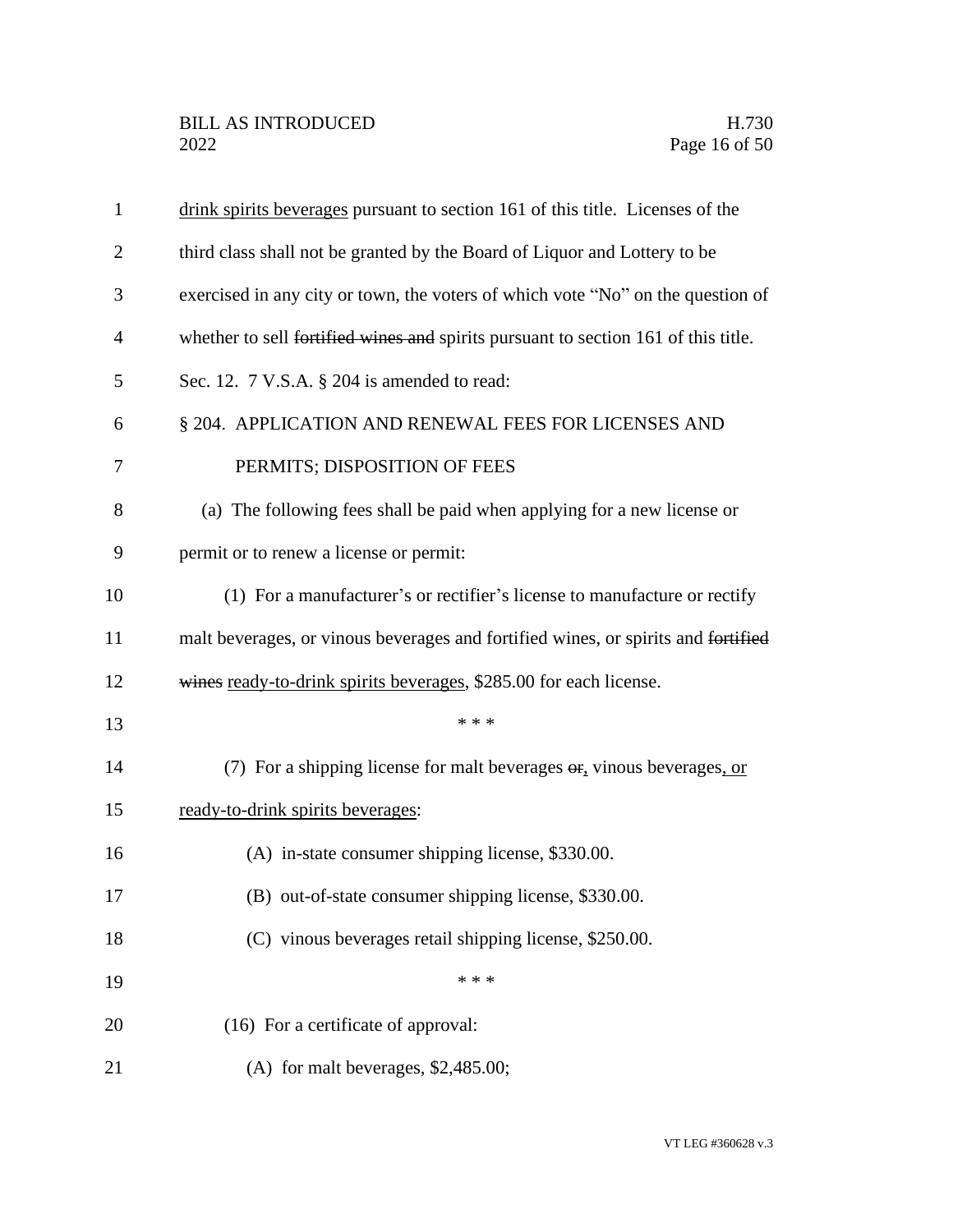drink spirits beverages pursuant to section 161 of this title. Licenses of the third class shall not be granted by the Board of Liquor and Lottery to be exercised in any city or town, the voters of which vote "No" on the question of whether to sell ~~fortified wines and~~ spirits pursuant to section 161 of this title.

Sec. 12. 7 V.S.A. § 204 is amended to read:

§ 204. APPLICATION AND RENEWAL FEES FOR LICENSES AND PERMITS; DISPOSITION OF FEES

(a) The following fees shall be paid when applying for a new license or permit or to renew a license or permit:

(1) For a manufacturer's or rectifier's license to manufacture or rectify malt beverages, or vinous beverages and fortified wines, or spirits and ~~fortified wines~~ <u>ready-to-drink spirits beverages</u>, $285.00 for each license.

\* \* \*

(7) For a shipping license for malt beverages ~~or~~<u>,</u> vinous beverages<u>, or ready-to-drink spirits beverages</u>:

(A) in-state consumer shipping license, $330.00.

(B) out-of-state consumer shipping license, $330.00.

(C) vinous beverages retail shipping license, $250.00.

\* \* \*

(16) For a certificate of approval:

(A) for malt beverages, $2,485.00;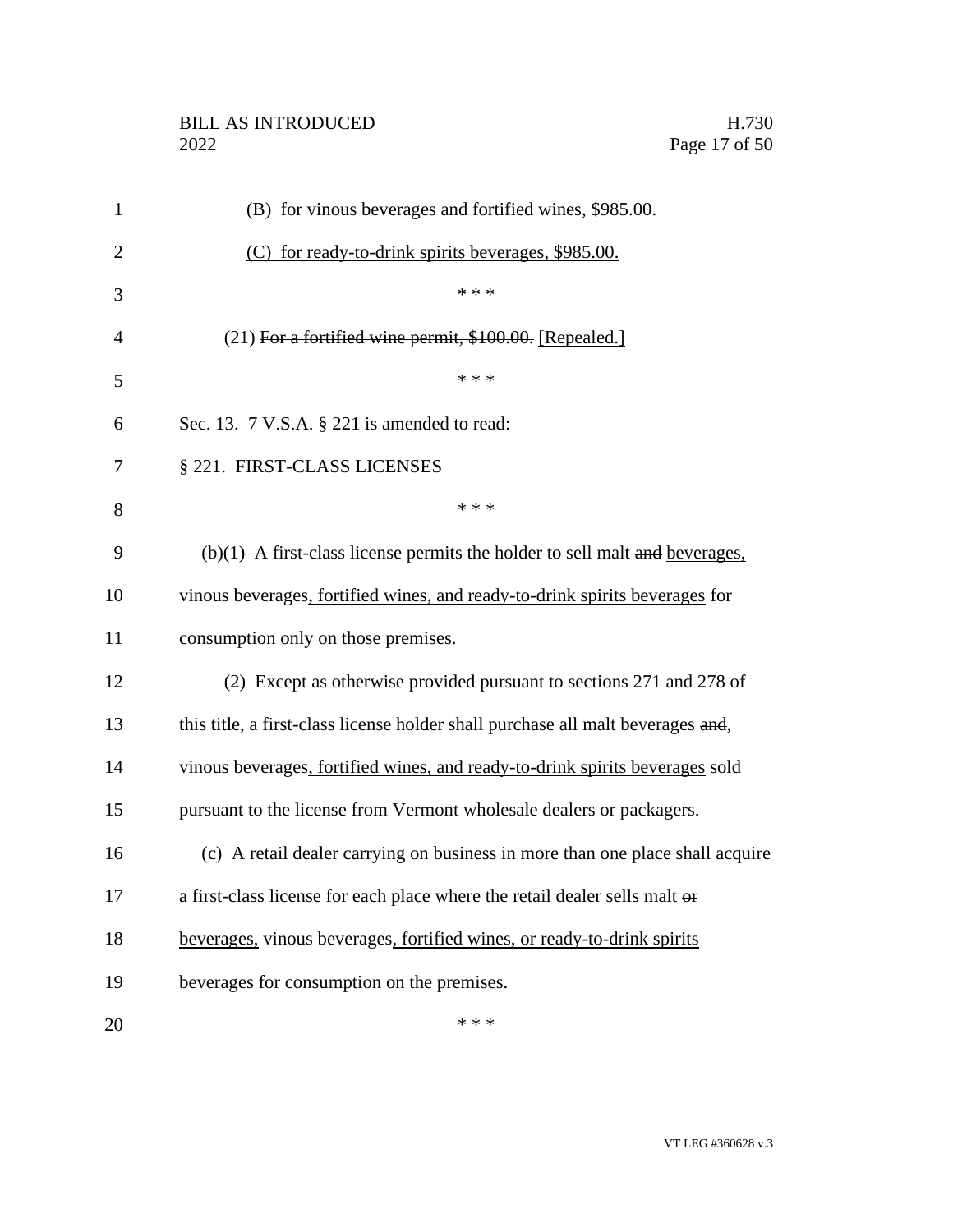(B) for vinous beverages and fortified wines, \$985.00.

(C) for ready-to-drink spirits beverages, \$985.00.

\* \* \*

(21) ~~For a fortified wine permit, \$100.00.~~ [Repealed.]

\* \* \*

Sec. 13. 7 V.S.A. § 221 is amended to read:

§ 221. FIRST-CLASS LICENSES

\* \* \*

(b)(1) A first-class license permits the holder to sell malt ~~and~~ beverages, vinous beverages, fortified wines, and ready-to-drink spirits beverages for consumption only on those premises.

(2) Except as otherwise provided pursuant to sections 271 and 278 of this title, a first-class license holder shall purchase all malt beverages ~~and~~, vinous beverages, fortified wines, and ready-to-drink spirits beverages sold pursuant to the license from Vermont wholesale dealers or packagers.

(c) A retail dealer carrying on business in more than one place shall acquire a first-class license for each place where the retail dealer sells malt ~~or~~ beverages, vinous beverages, fortified wines, or ready-to-drink spirits beverages for consumption on the premises.

\* \* \*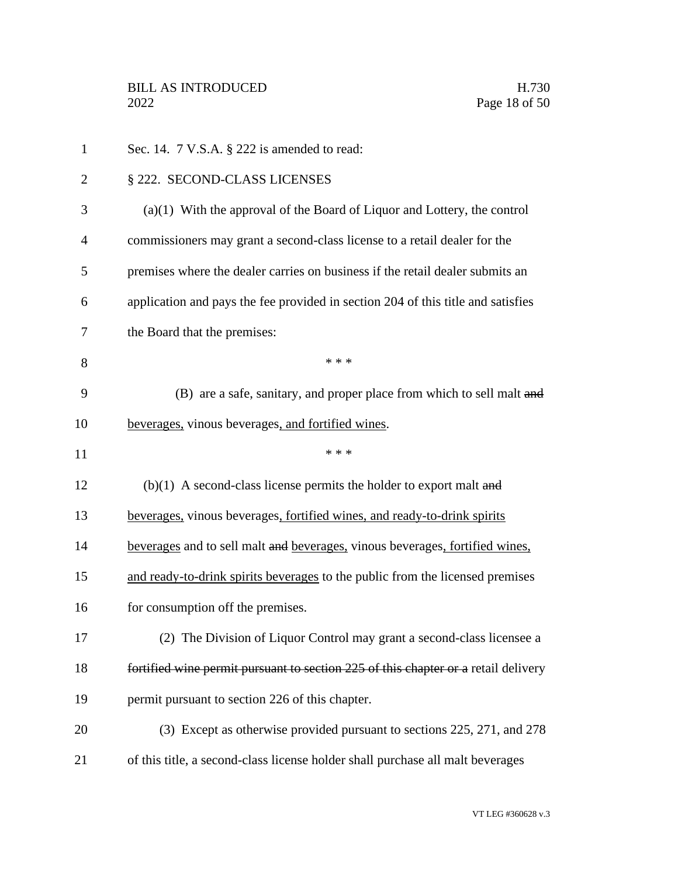Sec. 14. 7 V.S.A. § 222 is amended to read:

§ 222. SECOND-CLASS LICENSES

(a)(1) With the approval of the Board of Liquor and Lottery, the control commissioners may grant a second-class license to a retail dealer for the premises where the dealer carries on business if the retail dealer submits an application and pays the fee provided in section 204 of this title and satisfies the Board that the premises:

\* \* \*

(B) are a safe, sanitary, and proper place from which to sell malt ~~and~~ <u>beverages,</u> vinous beverages<u>, and fortified wines</u>.

\* \* \*

(b)(1) A second-class license permits the holder to export malt ~~and~~ <u>beverages,</u> vinous beverages<u>, fortified wines, and ready-to-drink spirits beverages</u> and to sell malt ~~and~~ <u>beverages,</u> vinous beverages<u>, fortified wines, and ready-to-drink spirits beverages</u> to the public from the licensed premises for consumption off the premises.

(2) The Division of Liquor Control may grant a second-class licensee a ~~fortified wine permit pursuant to section 225 of this chapter or a~~ retail delivery permit pursuant to section 226 of this chapter.

(3) Except as otherwise provided pursuant to sections 225, 271, and 278 of this title, a second-class license holder shall purchase all malt beverages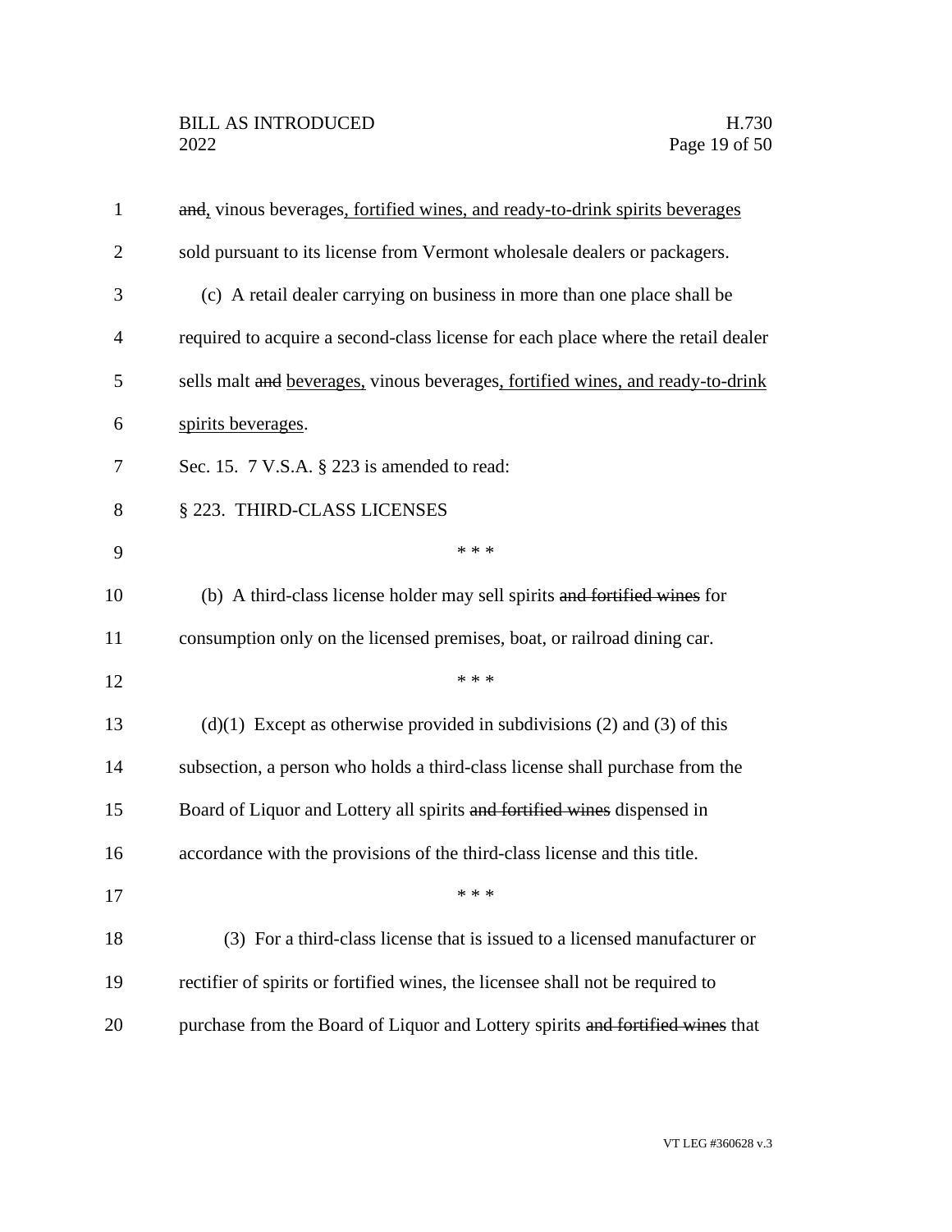~~and~~, vinous beverages, fortified wines, and ready-to-drink spirits beverages sold pursuant to its license from Vermont wholesale dealers or packagers.

(c) A retail dealer carrying on business in more than one place shall be required to acquire a second-class license for each place where the retail dealer sells malt ~~and~~ beverages, vinous beverages, fortified wines, and ready-to-drink spirits beverages.

Sec. 15. 7 V.S.A. § 223 is amended to read:

§ 223. THIRD-CLASS LICENSES

\* \* \*

(b) A third-class license holder may sell spirits ~~and fortified wines~~ for consumption only on the licensed premises, boat, or railroad dining car.

\* \* \*

(d)(1) Except as otherwise provided in subdivisions (2) and (3) of this subsection, a person who holds a third-class license shall purchase from the Board of Liquor and Lottery all spirits ~~and fortified wines~~ dispensed in accordance with the provisions of the third-class license and this title.

\* \* \*

(3) For a third-class license that is issued to a licensed manufacturer or rectifier of spirits or fortified wines, the licensee shall not be required to purchase from the Board of Liquor and Lottery spirits ~~and fortified wines~~ that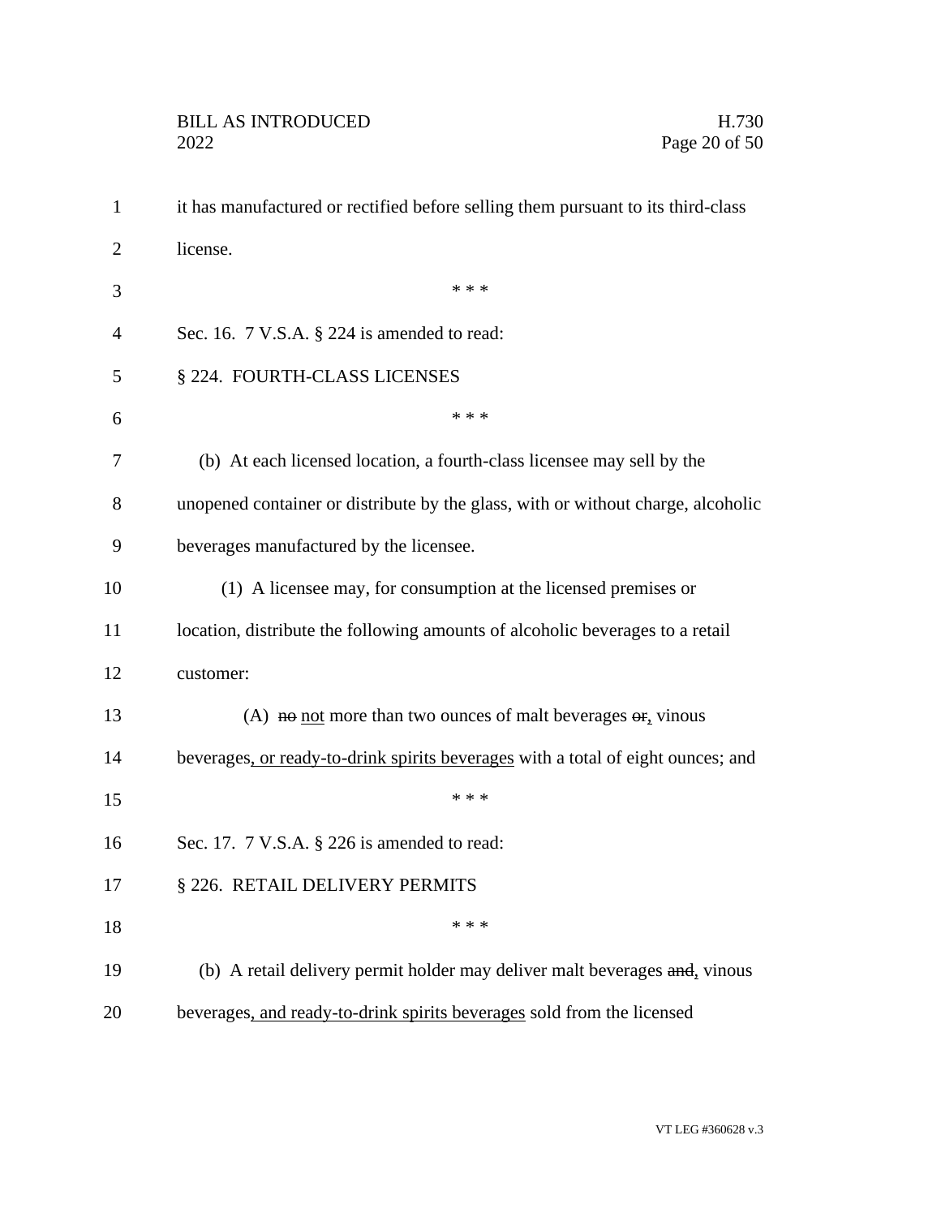it has manufactured or rectified before selling them pursuant to its third-class license.

\* \* \*

Sec. 16. 7 V.S.A. § 224 is amended to read:

§ 224. FOURTH-CLASS LICENSES

\* \* \*

(b) At each licensed location, a fourth-class licensee may sell by the unopened container or distribute by the glass, with or without charge, alcoholic beverages manufactured by the licensee.

(1) A licensee may, for consumption at the licensed premises or location, distribute the following amounts of alcoholic beverages to a retail customer:

(A) ~~no~~ not more than two ounces of malt beverages ~~or~~, vinous beverages, or ready-to-drink spirits beverages with a total of eight ounces; and

\* \* \*

Sec. 17. 7 V.S.A. § 226 is amended to read:

§ 226. RETAIL DELIVERY PERMITS

\* \* \*

(b) A retail delivery permit holder may deliver malt beverages ~~and~~, vinous beverages, and ready-to-drink spirits beverages sold from the licensed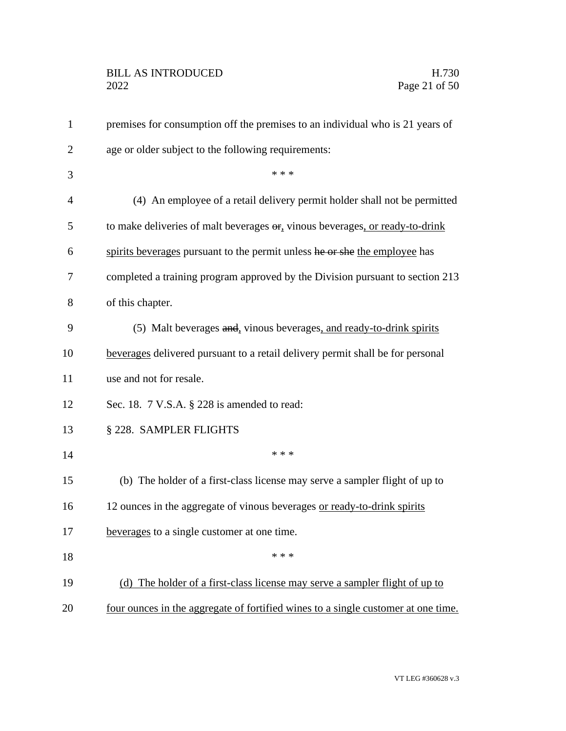premises for consumption off the premises to an individual who is 21 years of age or older subject to the following requirements:

\* \* \*

(4) An employee of a retail delivery permit holder shall not be permitted to make deliveries of malt beverages ~~or~~, vinous beverages, or ready-to-drink spirits beverages pursuant to the permit unless ~~he or she~~ the employee has completed a training program approved by the Division pursuant to section 213 of this chapter.

(5) Malt beverages ~~and~~, vinous beverages, and ready-to-drink spirits beverages delivered pursuant to a retail delivery permit shall be for personal use and not for resale.

Sec. 18. 7 V.S.A. § 228 is amended to read:

§ 228. SAMPLER FLIGHTS

\* \* \*

(b) The holder of a first-class license may serve a sampler flight of up to 12 ounces in the aggregate of vinous beverages or ready-to-drink spirits beverages to a single customer at one time.

\* \* \*

(d) The holder of a first-class license may serve a sampler flight of up to four ounces in the aggregate of fortified wines to a single customer at one time.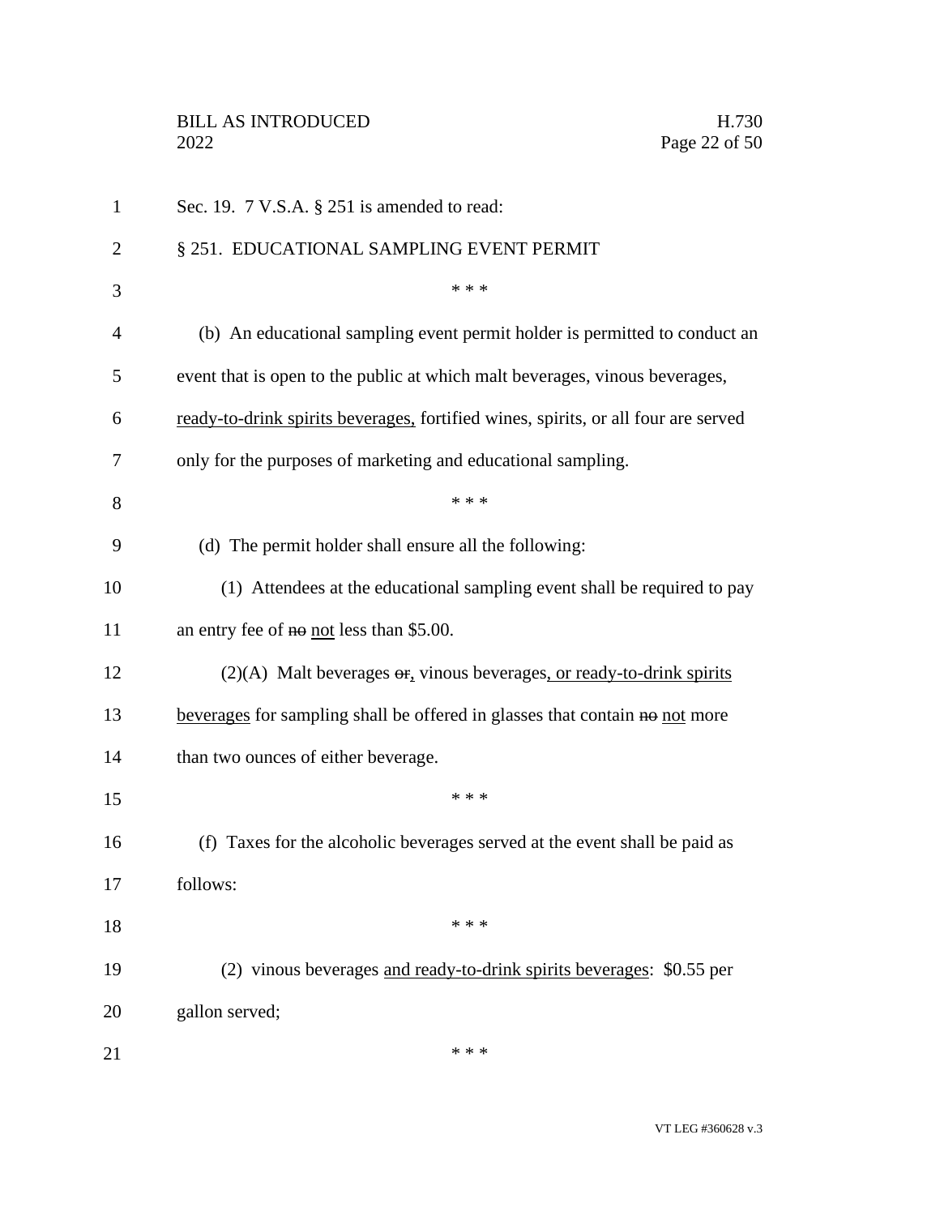Sec. 19. 7 V.S.A. § 251 is amended to read:

§ 251. EDUCATIONAL SAMPLING EVENT PERMIT

\* \* \*

(b) An educational sampling event permit holder is permitted to conduct an event that is open to the public at which malt beverages, vinous beverages, <u>ready-to-drink spirits beverages,</u> fortified wines, spirits, or all four are served only for the purposes of marketing and educational sampling.

\* \* \*

(d) The permit holder shall ensure all the following:

(1) Attendees at the educational sampling event shall be required to pay an entry fee of ~~no~~ <u>not</u> less than $5.00.

(2)(A) Malt beverages ~~or~~<u>,</u> vinous beverages<u>, or ready-to-drink spirits beverages</u> for sampling shall be offered in glasses that contain ~~no~~ <u>not</u> more than two ounces of either beverage.

\* \* \*

(f) Taxes for the alcoholic beverages served at the event shall be paid as follows:

\* \* \*

(2) vinous beverages <u>and ready-to-drink spirits beverages</u>: $0.55 per gallon served;

\* \* \*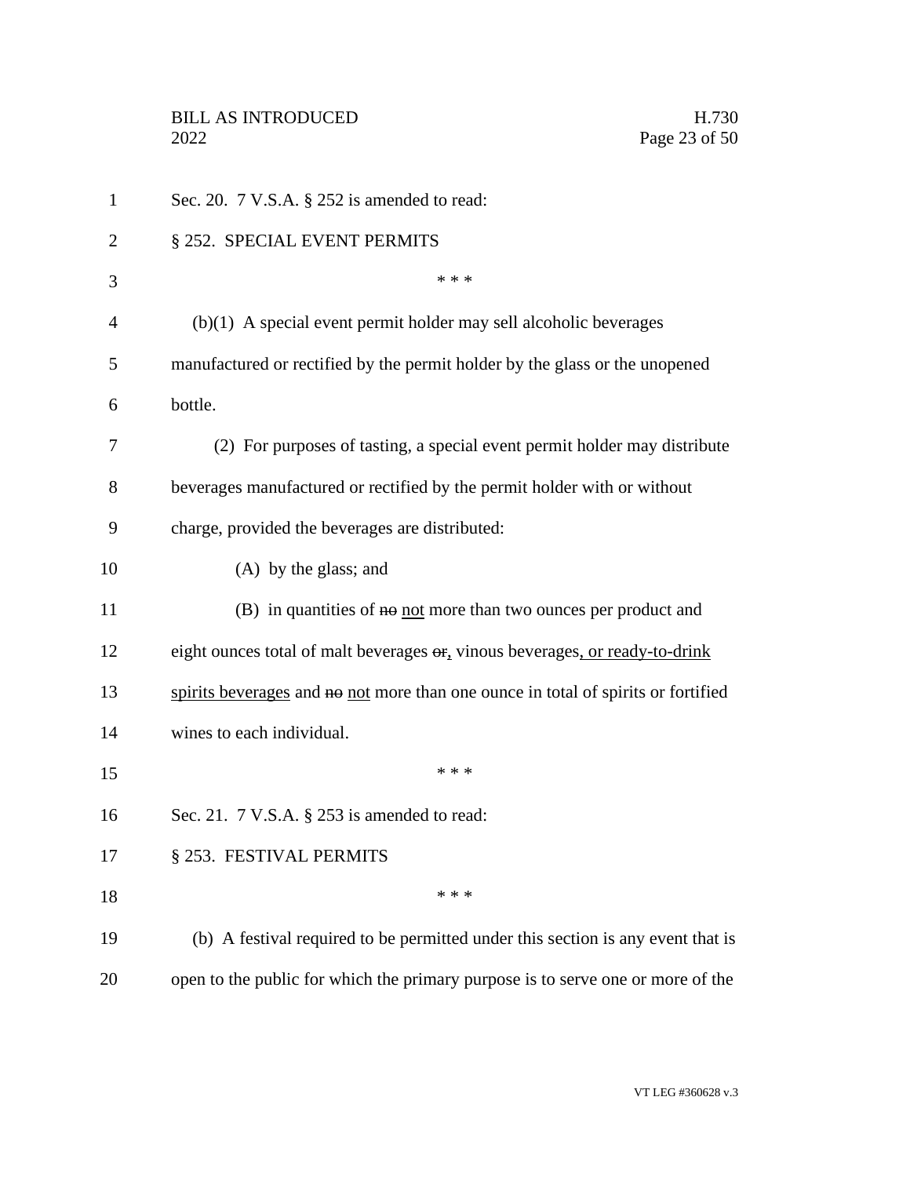Sec. 20. 7 V.S.A. § 252 is amended to read:

§ 252. SPECIAL EVENT PERMITS

\* \* \*

(b)(1) A special event permit holder may sell alcoholic beverages manufactured or rectified by the permit holder by the glass or the unopened bottle.

(2) For purposes of tasting, a special event permit holder may distribute beverages manufactured or rectified by the permit holder with or without charge, provided the beverages are distributed:

(A) by the glass; and

(B) in quantities of ~~no~~ <u>not</u> more than two ounces per product and eight ounces total of malt beverages ~~or~~<u>,</u> vinous beverages<u>, or ready-to-drink spirits beverages</u> and ~~no~~ <u>not</u> more than one ounce in total of spirits or fortified wines to each individual.

\* \* \*

Sec. 21. 7 V.S.A. § 253 is amended to read:

§ 253. FESTIVAL PERMITS

\* \* \*

(b) A festival required to be permitted under this section is any event that is open to the public for which the primary purpose is to serve one or more of the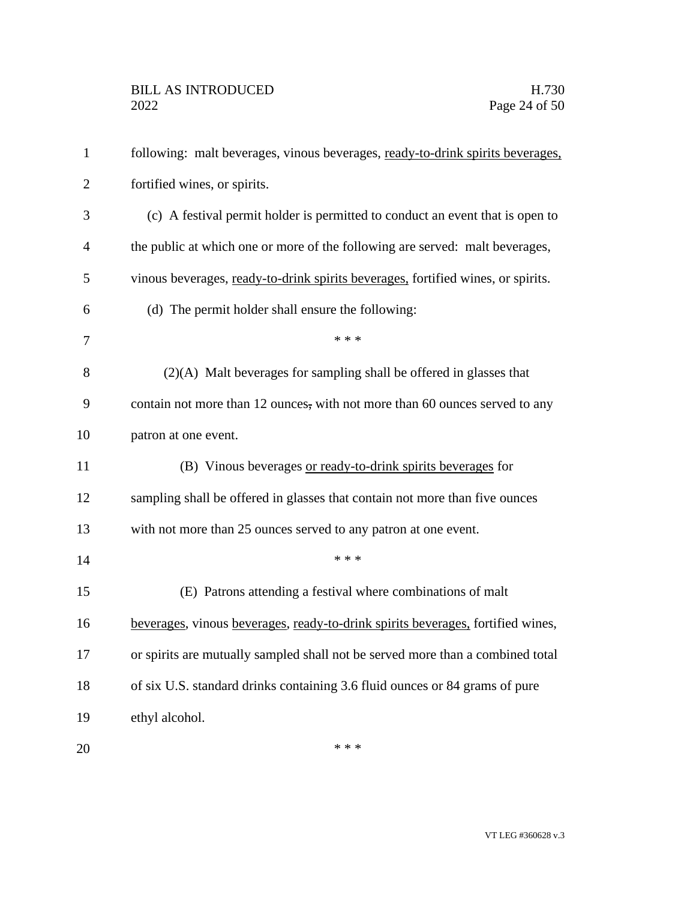following: malt beverages, vinous beverages, <u>ready-to-drink spirits beverages,</u> fortified wines, or spirits.

(c) A festival permit holder is permitted to conduct an event that is open to the public at which one or more of the following are served: malt beverages, vinous beverages, <u>ready-to-drink spirits beverages,</u> fortified wines, or spirits.

(d) The permit holder shall ensure the following:

\* \* \*

(2)(A) Malt beverages for sampling shall be offered in glasses that contain not more than 12 ounces~~,~~ with not more than 60 ounces served to any patron at one event.

(B) Vinous beverages <u>or ready-to-drink spirits beverages</u> for sampling shall be offered in glasses that contain not more than five ounces with not more than 25 ounces served to any patron at one event.

\* \* \*

(E) Patrons attending a festival where combinations of malt <u>beverages</u>, vinous <u>beverages</u>, <u>ready-to-drink spirits beverages,</u> fortified wines, or spirits are mutually sampled shall not be served more than a combined total of six U.S. standard drinks containing 3.6 fluid ounces or 84 grams of pure ethyl alcohol.

\* \* \*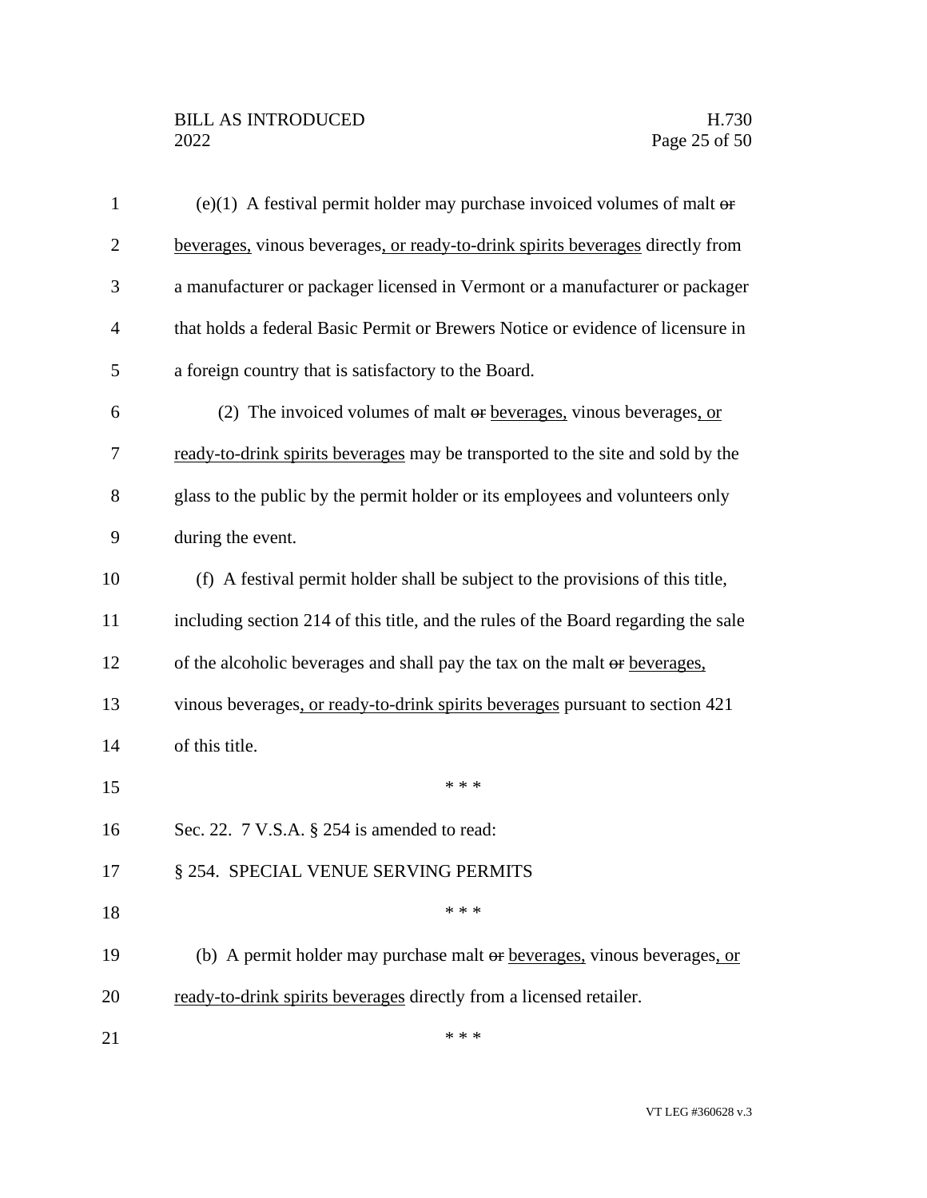(e)(1) A festival permit holder may purchase invoiced volumes of malt ~~or~~ beverages, vinous beverages, or ready-to-drink spirits beverages directly from a manufacturer or packager licensed in Vermont or a manufacturer or packager that holds a federal Basic Permit or Brewers Notice or evidence of licensure in a foreign country that is satisfactory to the Board.

(2) The invoiced volumes of malt ~~or~~ beverages, vinous beverages, or ready-to-drink spirits beverages may be transported to the site and sold by the glass to the public by the permit holder or its employees and volunteers only during the event.

(f) A festival permit holder shall be subject to the provisions of this title, including section 214 of this title, and the rules of the Board regarding the sale of the alcoholic beverages and shall pay the tax on the malt ~~or~~ beverages, vinous beverages, or ready-to-drink spirits beverages pursuant to section 421 of this title.

\* \* \*

Sec. 22. 7 V.S.A. § 254 is amended to read:

§ 254. SPECIAL VENUE SERVING PERMITS

\* \* \*

(b) A permit holder may purchase malt ~~or~~ beverages, vinous beverages, or ready-to-drink spirits beverages directly from a licensed retailer.

\* \* \*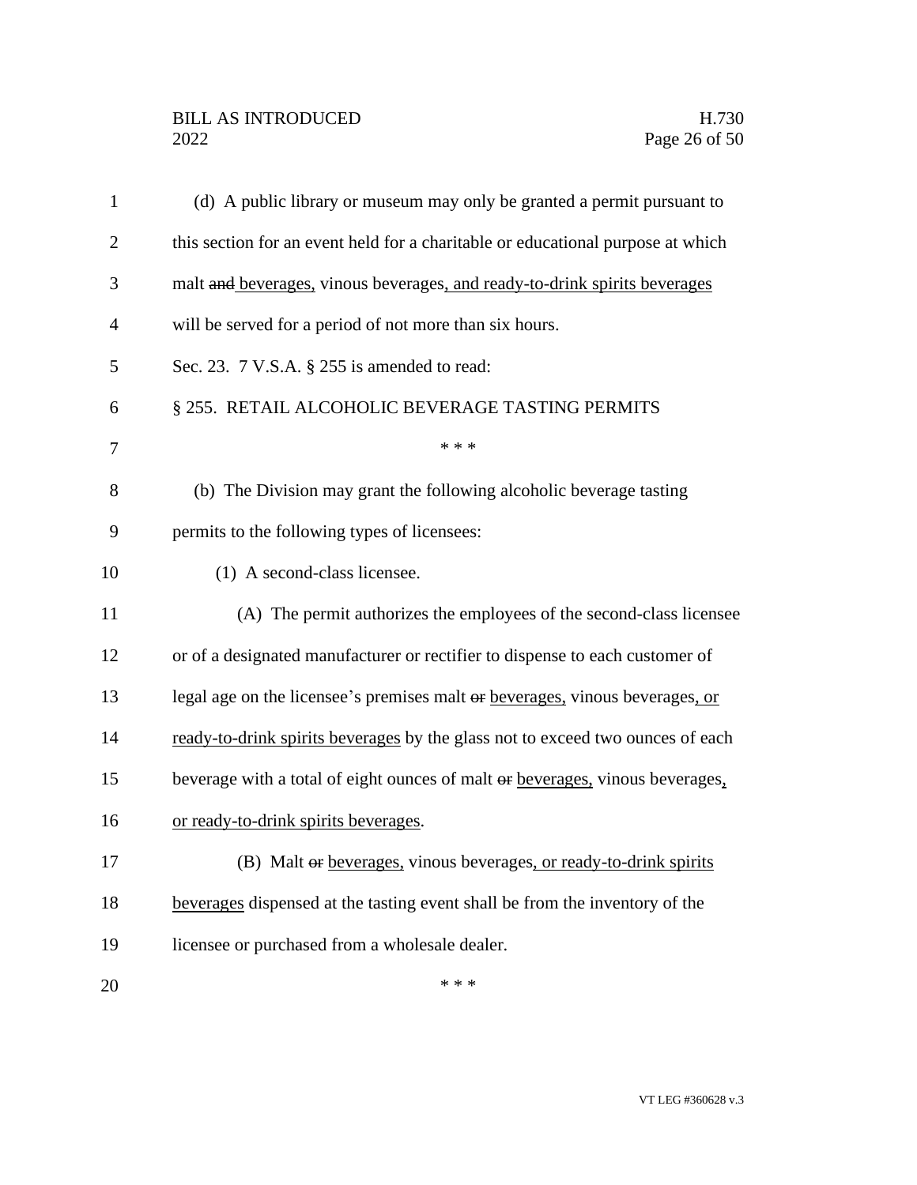(d) A public library or museum may only be granted a permit pursuant to this section for an event held for a charitable or educational purpose at which malt ~~and~~ beverages, vinous beverages, and ready-to-drink spirits beverages will be served for a period of not more than six hours.

Sec. 23. 7 V.S.A. § 255 is amended to read:

§ 255. RETAIL ALCOHOLIC BEVERAGE TASTING PERMITS

\* \* \*

(b) The Division may grant the following alcoholic beverage tasting permits to the following types of licensees:

(1) A second-class licensee.

(A) The permit authorizes the employees of the second-class licensee or of a designated manufacturer or rectifier to dispense to each customer of legal age on the licensee's premises malt ~~or~~ beverages, vinous beverages, or ready-to-drink spirits beverages by the glass not to exceed two ounces of each beverage with a total of eight ounces of malt ~~or~~ beverages, vinous beverages, or ready-to-drink spirits beverages.

(B) Malt ~~or~~ beverages, vinous beverages, or ready-to-drink spirits beverages dispensed at the tasting event shall be from the inventory of the licensee or purchased from a wholesale dealer.

\* \* \*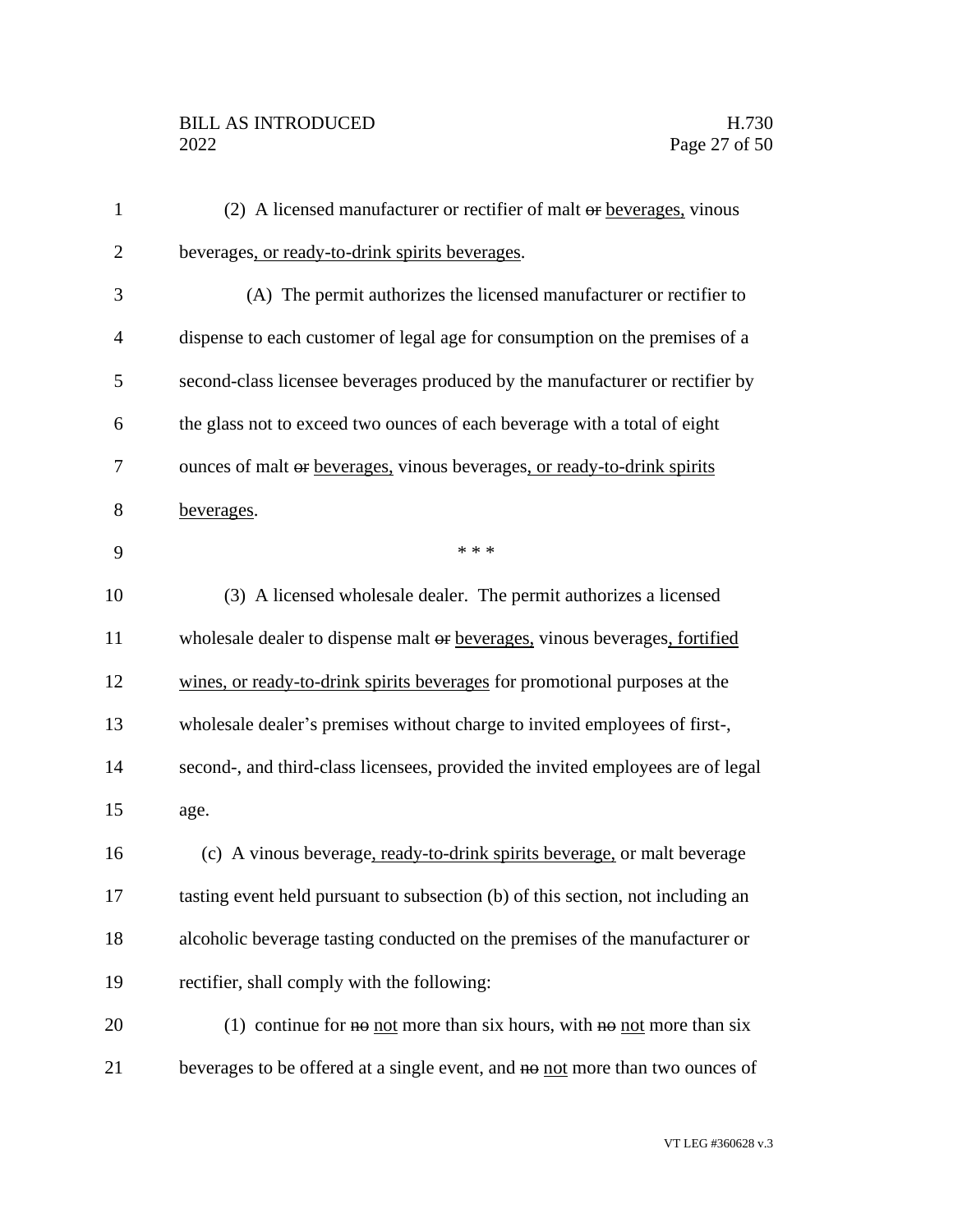(2) A licensed manufacturer or rectifier of malt ~~or~~ beverages, vinous beverages, or ready-to-drink spirits beverages.

(A) The permit authorizes the licensed manufacturer or rectifier to dispense to each customer of legal age for consumption on the premises of a second-class licensee beverages produced by the manufacturer or rectifier by the glass not to exceed two ounces of each beverage with a total of eight ounces of malt ~~or~~ beverages, vinous beverages, or ready-to-drink spirits beverages.

\* \* \*

(3) A licensed wholesale dealer. The permit authorizes a licensed wholesale dealer to dispense malt ~~or~~ beverages, vinous beverages, fortified wines, or ready-to-drink spirits beverages for promotional purposes at the wholesale dealer's premises without charge to invited employees of first-, second-, and third-class licensees, provided the invited employees are of legal age.

(c) A vinous beverage, ready-to-drink spirits beverage, or malt beverage tasting event held pursuant to subsection (b) of this section, not including an alcoholic beverage tasting conducted on the premises of the manufacturer or rectifier, shall comply with the following:

(1) continue for ~~no~~ not more than six hours, with ~~no~~ not more than six beverages to be offered at a single event, and ~~no~~ not more than two ounces of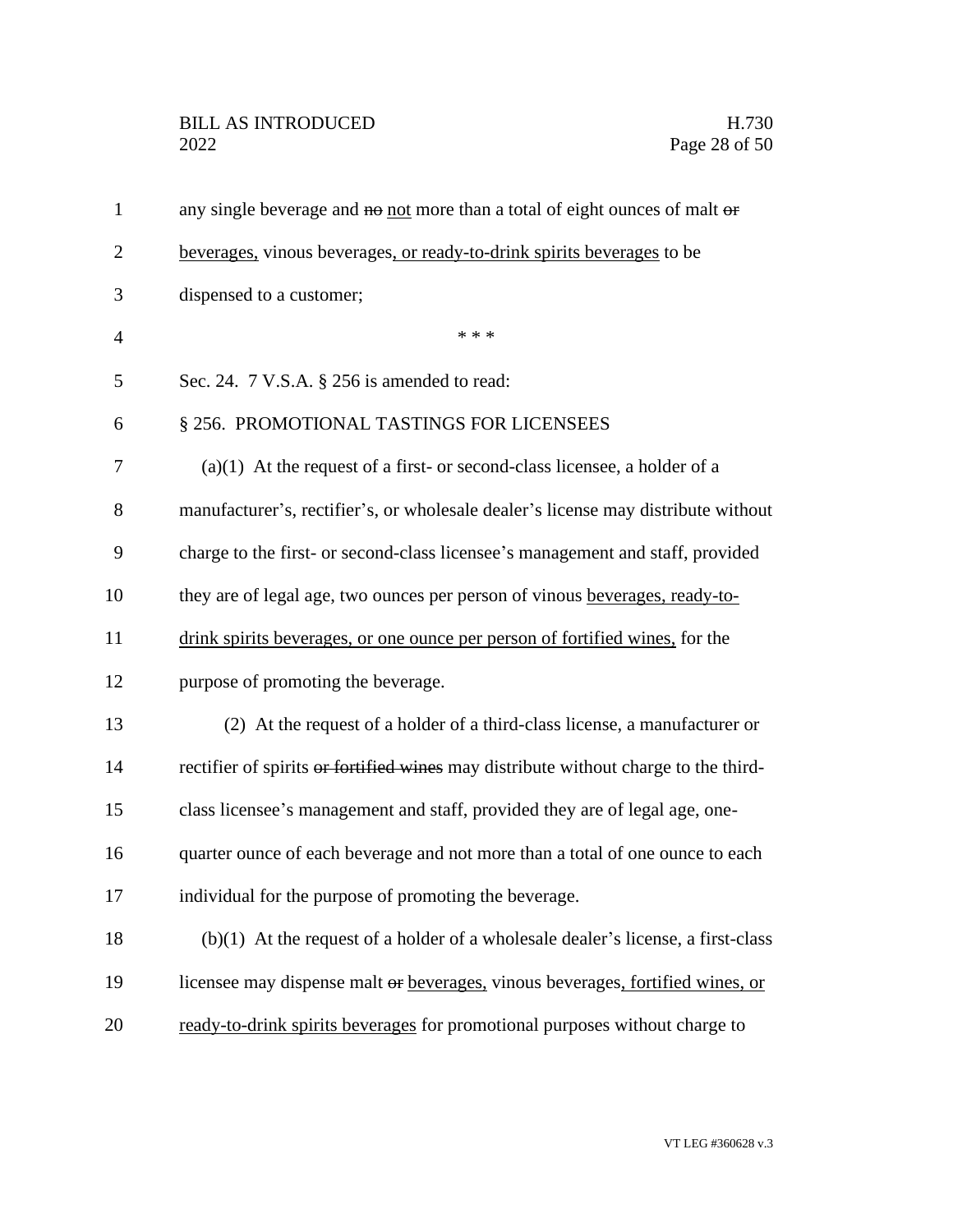any single beverage and ~~no~~ not more than a total of eight ounces of malt ~~or~~ beverages, vinous beverages, or ready-to-drink spirits beverages to be dispensed to a customer;

\* \* \*

Sec. 24. 7 V.S.A. § 256 is amended to read:

§ 256. PROMOTIONAL TASTINGS FOR LICENSEES

(a)(1) At the request of a first- or second-class licensee, a holder of a manufacturer's, rectifier's, or wholesale dealer's license may distribute without charge to the first- or second-class licensee's management and staff, provided they are of legal age, two ounces per person of vinous beverages, ready-to-drink spirits beverages, or one ounce per person of fortified wines, for the purpose of promoting the beverage.

(2) At the request of a holder of a third-class license, a manufacturer or rectifier of spirits ~~or fortified wines~~ may distribute without charge to the third-class licensee's management and staff, provided they are of legal age, one-quarter ounce of each beverage and not more than a total of one ounce to each individual for the purpose of promoting the beverage.

(b)(1) At the request of a holder of a wholesale dealer's license, a first-class licensee may dispense malt ~~or~~ beverages, vinous beverages, fortified wines, or ready-to-drink spirits beverages for promotional purposes without charge to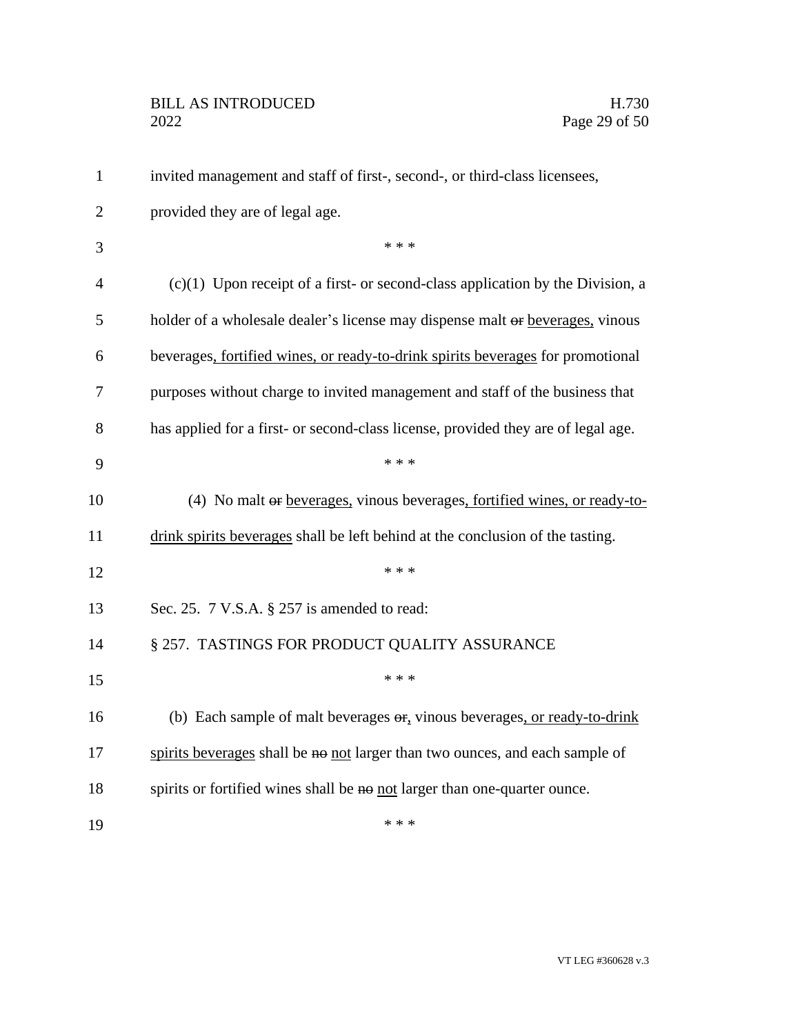invited management and staff of first-, second-, or third-class licensees, provided they are of legal age.

\* \* \*

(c)(1) Upon receipt of a first- or second-class application by the Division, a holder of a wholesale dealer's license may dispense malt ~~or~~ beverages, vinous beverages, fortified wines, or ready-to-drink spirits beverages for promotional purposes without charge to invited management and staff of the business that has applied for a first- or second-class license, provided they are of legal age.

\* \* \*

(4) No malt ~~or~~ beverages, vinous beverages, fortified wines, or ready-to-drink spirits beverages shall be left behind at the conclusion of the tasting.

\* \* \*

Sec. 25. 7 V.S.A. § 257 is amended to read:

§ 257. TASTINGS FOR PRODUCT QUALITY ASSURANCE

\* \* \*

(b) Each sample of malt beverages ~~or~~, vinous beverages, or ready-to-drink spirits beverages shall be ~~no~~ not larger than two ounces, and each sample of spirits or fortified wines shall be ~~no~~ not larger than one-quarter ounce.

\* \* \*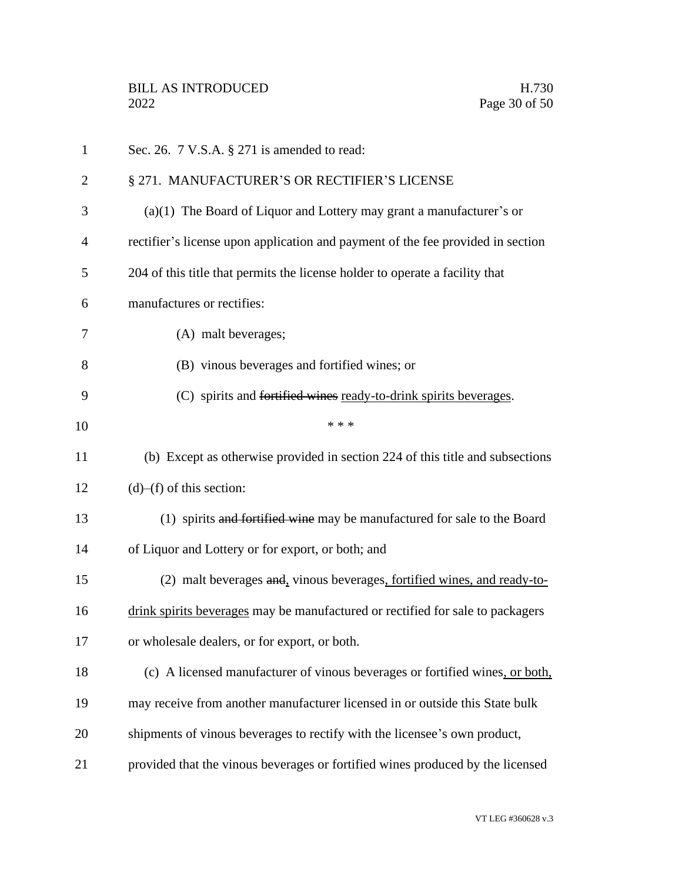Sec. 26. 7 V.S.A. § 271 is amended to read:

§ 271. MANUFACTURER'S OR RECTIFIER'S LICENSE

(a)(1) The Board of Liquor and Lottery may grant a manufacturer's or rectifier's license upon application and payment of the fee provided in section 204 of this title that permits the license holder to operate a facility that manufactures or rectifies:

(A) malt beverages;

(B) vinous beverages and fortified wines; or

(C) spirits and ~~fortified wines~~ <u>ready-to-drink spirits beverages</u>.

\* \* \*

(b) Except as otherwise provided in section 224 of this title and subsections (d)–(f) of this section:

(1) spirits ~~and fortified wine~~ may be manufactured for sale to the Board of Liquor and Lottery or for export, or both; and

(2) malt beverages ~~and~~<u>,</u> vinous beverages<u>, fortified wines, and ready-to-drink spirits beverages</u> may be manufactured or rectified for sale to packagers or wholesale dealers, or for export, or both.

(c) A licensed manufacturer of vinous beverages or fortified wines<u>, or both,</u> may receive from another manufacturer licensed in or outside this State bulk shipments of vinous beverages to rectify with the licensee's own product, provided that the vinous beverages or fortified wines produced by the licensed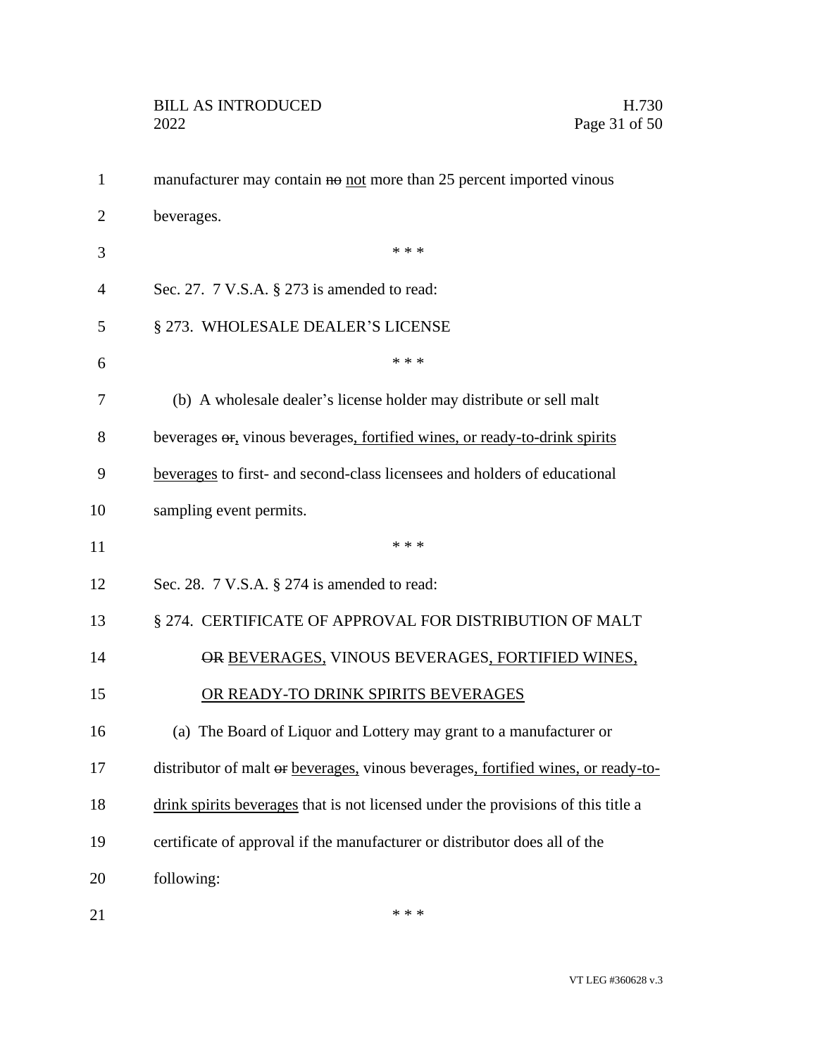manufacturer may contain ~~no~~ <u>not</u> more than 25 percent imported vinous beverages.

\* \* \*

Sec. 27. 7 V.S.A. § 273 is amended to read:

§ 273. WHOLESALE DEALER'S LICENSE

\* \* \*

(b) A wholesale dealer's license holder may distribute or sell malt beverages ~~or~~<u>,</u> vinous beverages<u>, fortified wines, or ready-to-drink spirits beverages</u> to first- and second-class licensees and holders of educational sampling event permits.

\* \* \*

Sec. 28. 7 V.S.A. § 274 is amended to read:

§ 274. CERTIFICATE OF APPROVAL FOR DISTRIBUTION OF MALT ~~OR~~ <u>BEVERAGES,</u> VINOUS BEVERAGES<u>, FORTIFIED WINES, OR READY-TO DRINK SPIRITS BEVERAGES</u>

(a) The Board of Liquor and Lottery may grant to a manufacturer or distributor of malt ~~or~~ <u>beverages,</u> vinous beverages<u>, fortified wines, or ready-to-drink spirits beverages</u> that is not licensed under the provisions of this title a certificate of approval if the manufacturer or distributor does all of the following:

\* \* \*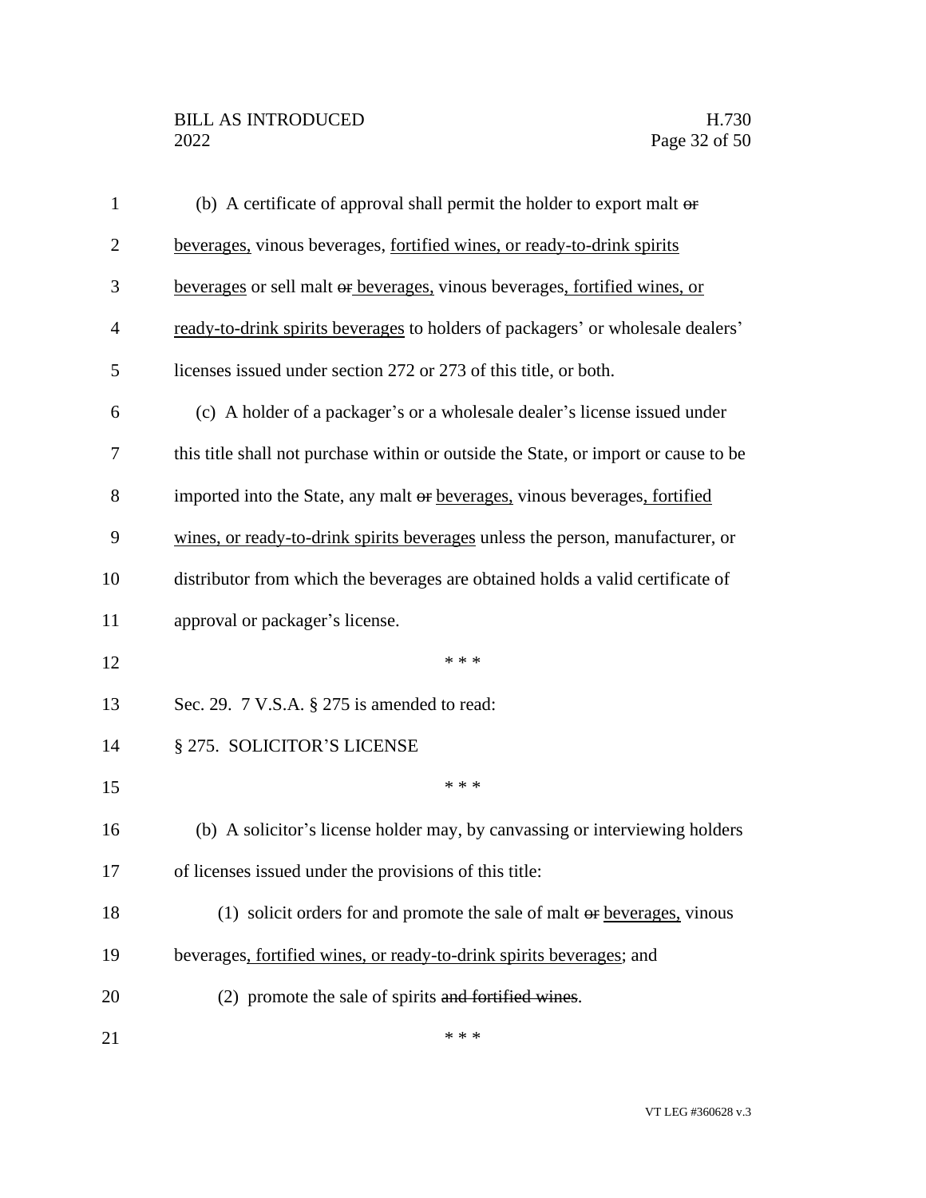(b) A certificate of approval shall permit the holder to export malt ~~or~~ beverages, vinous beverages, fortified wines, or ready-to-drink spirits beverages or sell malt ~~or~~ beverages, vinous beverages, fortified wines, or ready-to-drink spirits beverages to holders of packagers' or wholesale dealers' licenses issued under section 272 or 273 of this title, or both.

(c) A holder of a packager's or a wholesale dealer's license issued under this title shall not purchase within or outside the State, or import or cause to be imported into the State, any malt ~~or~~ beverages, vinous beverages, fortified wines, or ready-to-drink spirits beverages unless the person, manufacturer, or distributor from which the beverages are obtained holds a valid certificate of approval or packager's license.

\* \* \*

Sec. 29. 7 V.S.A. § 275 is amended to read:

§ 275. SOLICITOR'S LICENSE

\* \* \*

(b) A solicitor's license holder may, by canvassing or interviewing holders of licenses issued under the provisions of this title:

(1) solicit orders for and promote the sale of malt ~~or~~ beverages, vinous beverages, fortified wines, or ready-to-drink spirits beverages; and

(2) promote the sale of spirits ~~and fortified wines~~.

\* \* \*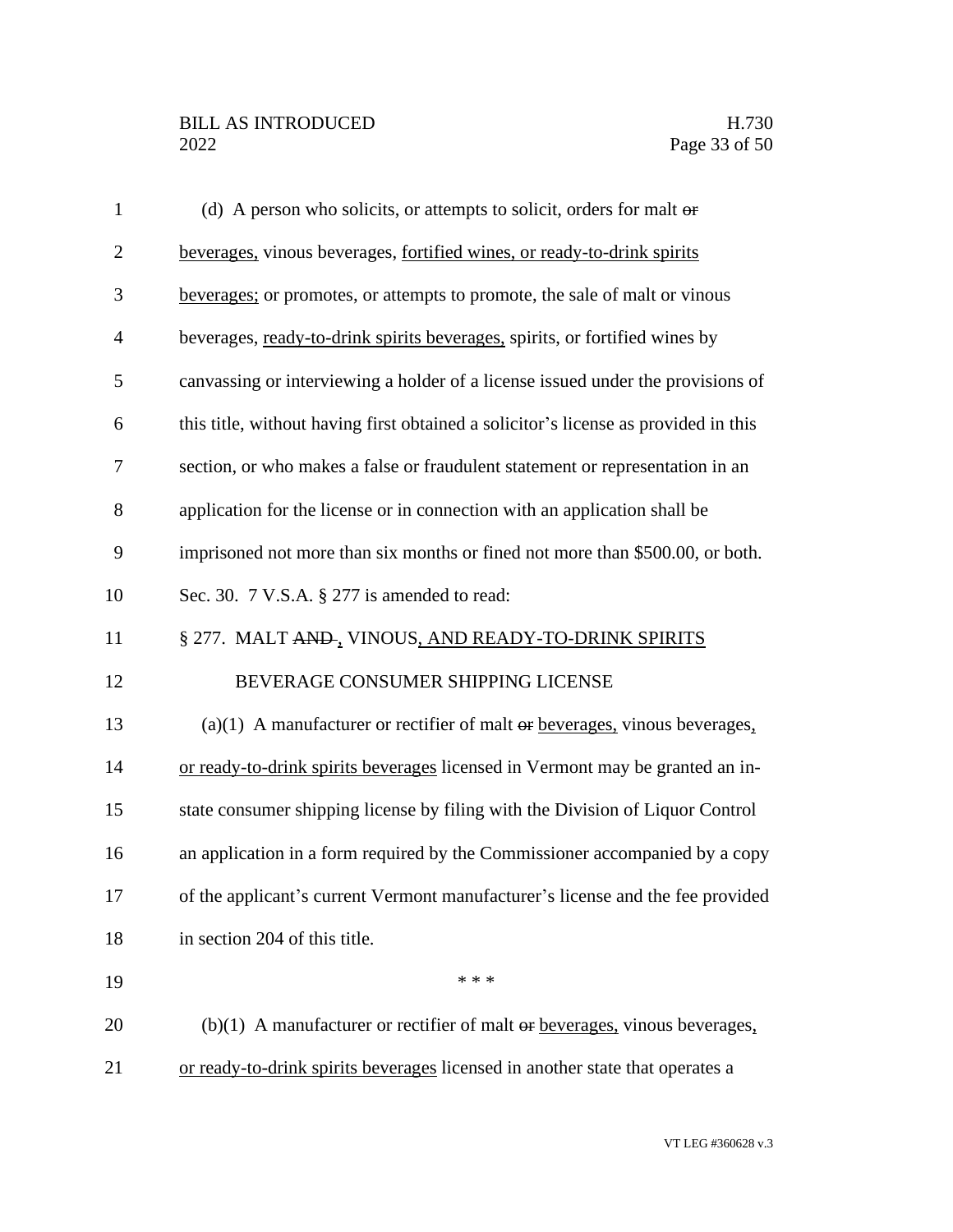(d) A person who solicits, or attempts to solicit, orders for malt ~~or~~ beverages, vinous beverages, fortified wines, or ready-to-drink spirits beverages; or promotes, or attempts to promote, the sale of malt or vinous beverages, ready-to-drink spirits beverages, spirits, or fortified wines by canvassing or interviewing a holder of a license issued under the provisions of this title, without having first obtained a solicitor's license as provided in this section, or who makes a false or fraudulent statement or representation in an application for the license or in connection with an application shall be imprisoned not more than six months or fined not more than $500.00, or both.

Sec. 30. 7 V.S.A. § 277 is amended to read:

§ 277. MALT ~~AND~~ , VINOUS, AND READY-TO-DRINK SPIRITS BEVERAGE CONSUMER SHIPPING LICENSE

(a)(1) A manufacturer or rectifier of malt ~~or~~ beverages, vinous beverages, or ready-to-drink spirits beverages licensed in Vermont may be granted an in-state consumer shipping license by filing with the Division of Liquor Control an application in a form required by the Commissioner accompanied by a copy of the applicant's current Vermont manufacturer's license and the fee provided in section 204 of this title.

\* \* \*

(b)(1) A manufacturer or rectifier of malt ~~or~~ beverages, vinous beverages, or ready-to-drink spirits beverages licensed in another state that operates a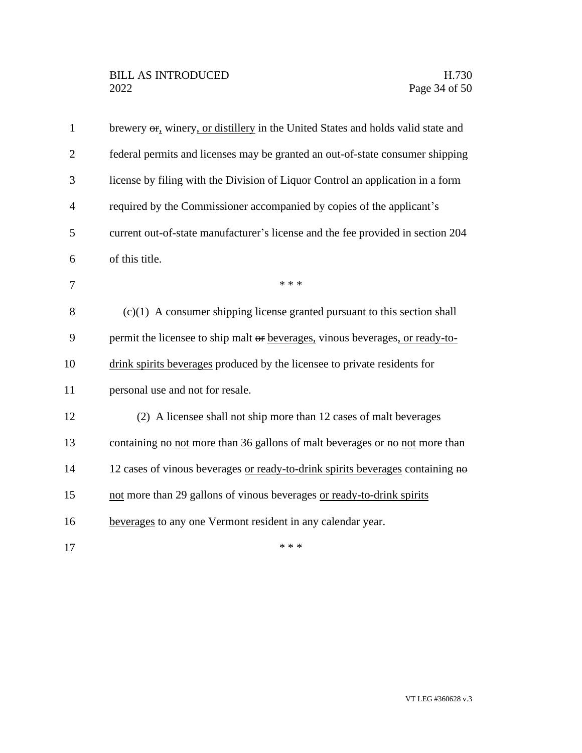brewery ~~or~~, winery, or distillery in the United States and holds valid state and federal permits and licenses may be granted an out-of-state consumer shipping license by filing with the Division of Liquor Control an application in a form required by the Commissioner accompanied by copies of the applicant's current out-of-state manufacturer's license and the fee provided in section 204 of this title.

\* \* \*

(c)(1) A consumer shipping license granted pursuant to this section shall permit the licensee to ship malt ~~or~~ beverages, vinous beverages, or ready-to-drink spirits beverages produced by the licensee to private residents for personal use and not for resale.

(2) A licensee shall not ship more than 12 cases of malt beverages containing ~~no~~ not more than 36 gallons of malt beverages or ~~no~~ not more than 12 cases of vinous beverages or ready-to-drink spirits beverages containing ~~no~~ not more than 29 gallons of vinous beverages or ready-to-drink spirits beverages to any one Vermont resident in any calendar year.

\* \* \*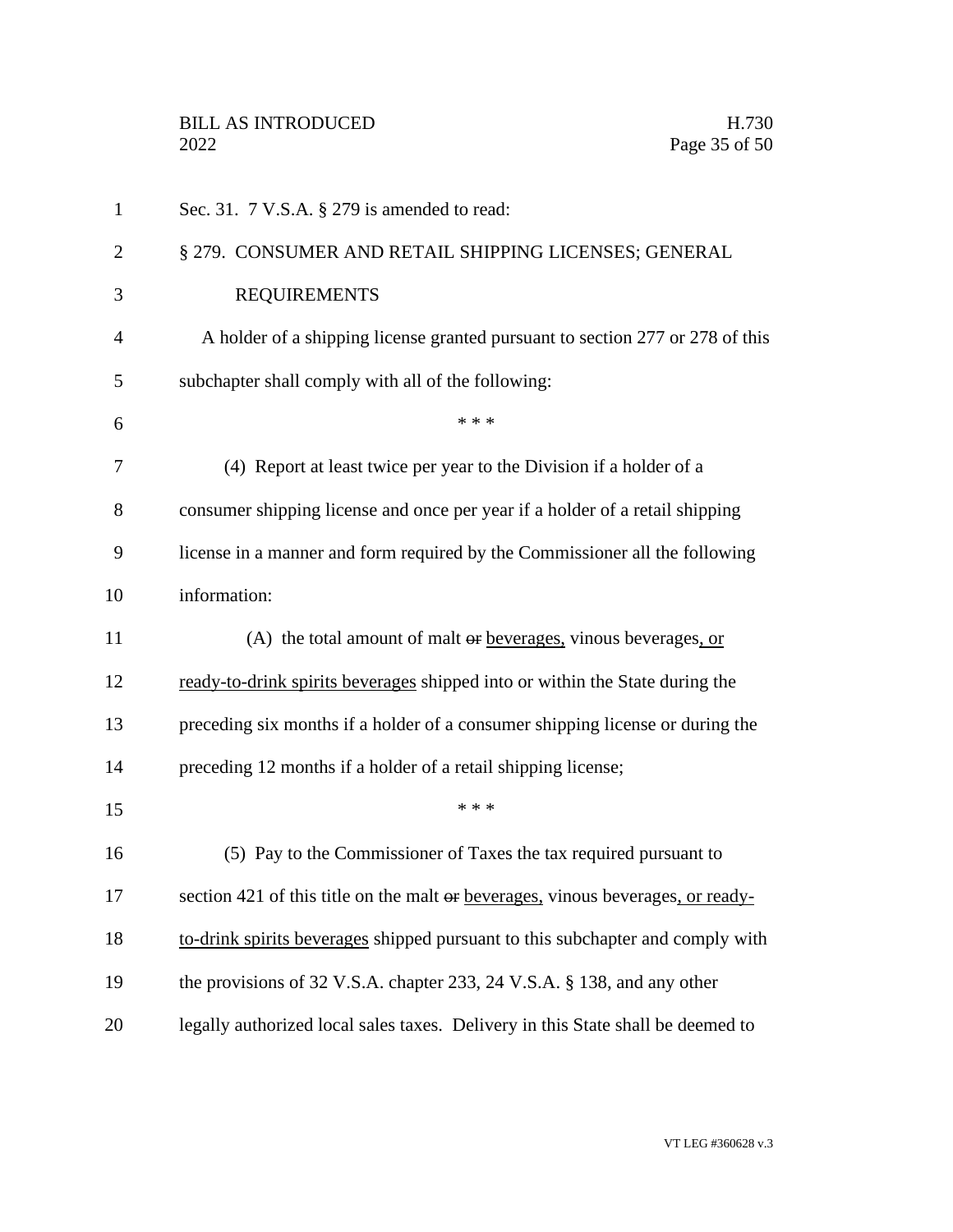Sec. 31. 7 V.S.A. § 279 is amended to read:

§ 279. CONSUMER AND RETAIL SHIPPING LICENSES; GENERAL REQUIREMENTS

A holder of a shipping license granted pursuant to section 277 or 278 of this subchapter shall comply with all of the following:

\* \* \*

(4) Report at least twice per year to the Division if a holder of a consumer shipping license and once per year if a holder of a retail shipping license in a manner and form required by the Commissioner all the following information:

(A) the total amount of malt ~~or~~ beverages, vinous beverages, or ready-to-drink spirits beverages shipped into or within the State during the preceding six months if a holder of a consumer shipping license or during the preceding 12 months if a holder of a retail shipping license;

\* \* \*

(5) Pay to the Commissioner of Taxes the tax required pursuant to section 421 of this title on the malt ~~or~~ beverages, vinous beverages, or ready-to-drink spirits beverages shipped pursuant to this subchapter and comply with the provisions of 32 V.S.A. chapter 233, 24 V.S.A. § 138, and any other legally authorized local sales taxes. Delivery in this State shall be deemed to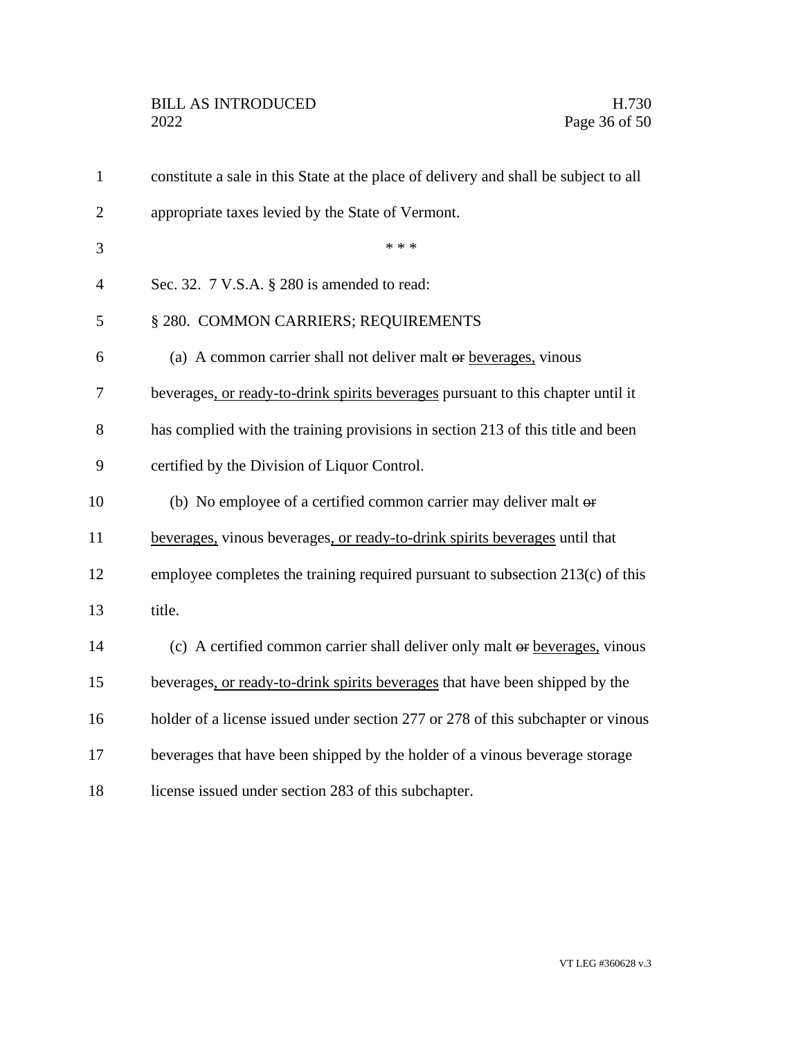constitute a sale in this State at the place of delivery and shall be subject to all appropriate taxes levied by the State of Vermont.

\* \* \*

Sec. 32. 7 V.S.A. § 280 is amended to read:

§ 280. COMMON CARRIERS; REQUIREMENTS

(a) A common carrier shall not deliver malt ~~or~~ <u>beverages,</u> vinous beverages<u>, or ready-to-drink spirits beverages</u> pursuant to this chapter until it has complied with the training provisions in section 213 of this title and been certified by the Division of Liquor Control.

(b) No employee of a certified common carrier may deliver malt ~~or~~ <u>beverages,</u> vinous beverages<u>, or ready-to-drink spirits beverages</u> until that employee completes the training required pursuant to subsection 213(c) of this title.

(c) A certified common carrier shall deliver only malt ~~or~~ <u>beverages,</u> vinous beverages<u>, or ready-to-drink spirits beverages</u> that have been shipped by the holder of a license issued under section 277 or 278 of this subchapter or vinous beverages that have been shipped by the holder of a vinous beverage storage license issued under section 283 of this subchapter.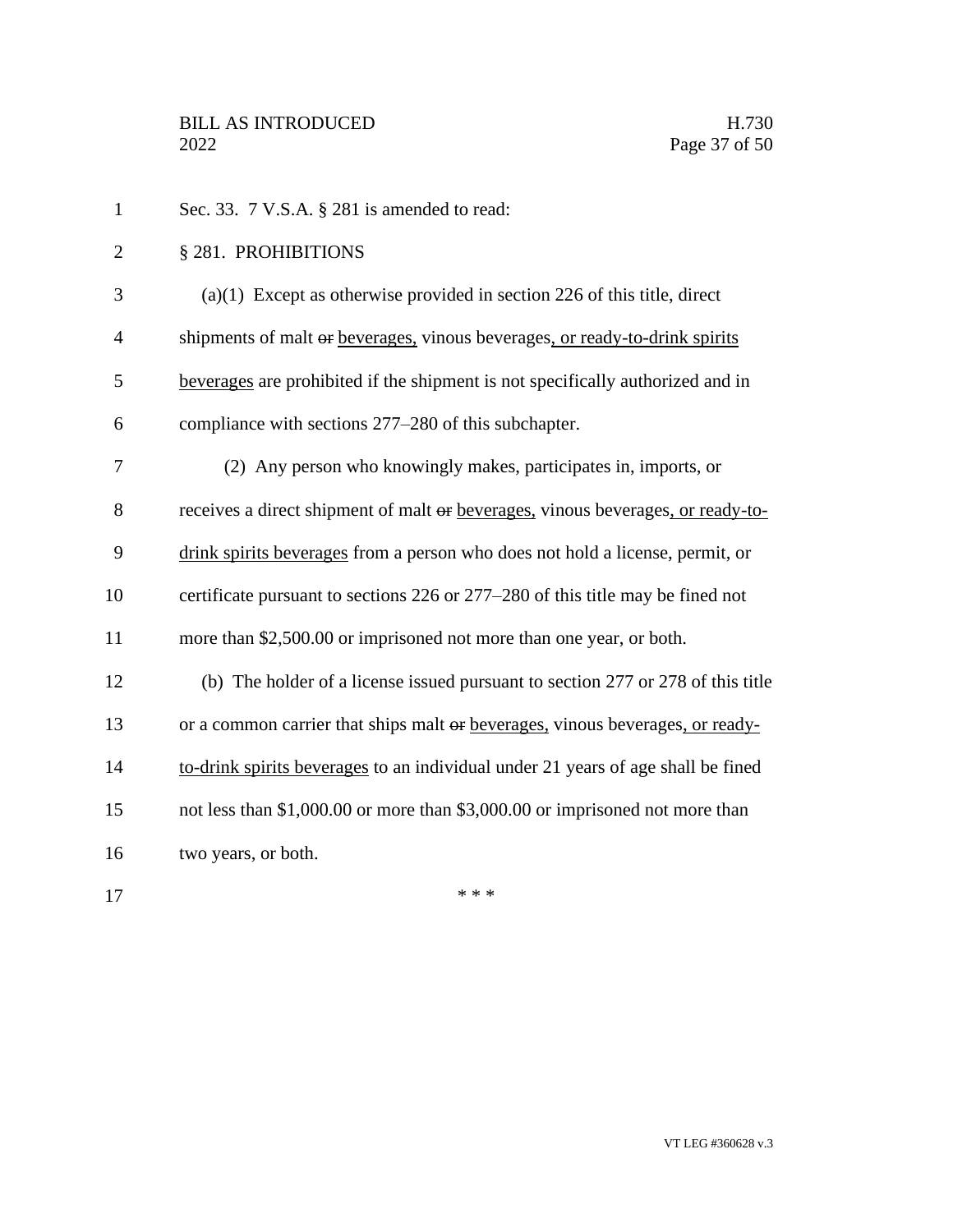Sec. 33. 7 V.S.A. § 281 is amended to read:

§ 281. PROHIBITIONS

(a)(1) Except as otherwise provided in section 226 of this title, direct shipments of malt ~~or~~ beverages, vinous beverages, or ready-to-drink spirits beverages are prohibited if the shipment is not specifically authorized and in compliance with sections 277–280 of this subchapter.

(2) Any person who knowingly makes, participates in, imports, or receives a direct shipment of malt ~~or~~ beverages, vinous beverages, or ready-to-drink spirits beverages from a person who does not hold a license, permit, or certificate pursuant to sections 226 or 277–280 of this title may be fined not more than $2,500.00 or imprisoned not more than one year, or both.

(b) The holder of a license issued pursuant to section 277 or 278 of this title or a common carrier that ships malt ~~or~~ beverages, vinous beverages, or ready-to-drink spirits beverages to an individual under 21 years of age shall be fined not less than $1,000.00 or more than $3,000.00 or imprisoned not more than two years, or both.

\* \* \*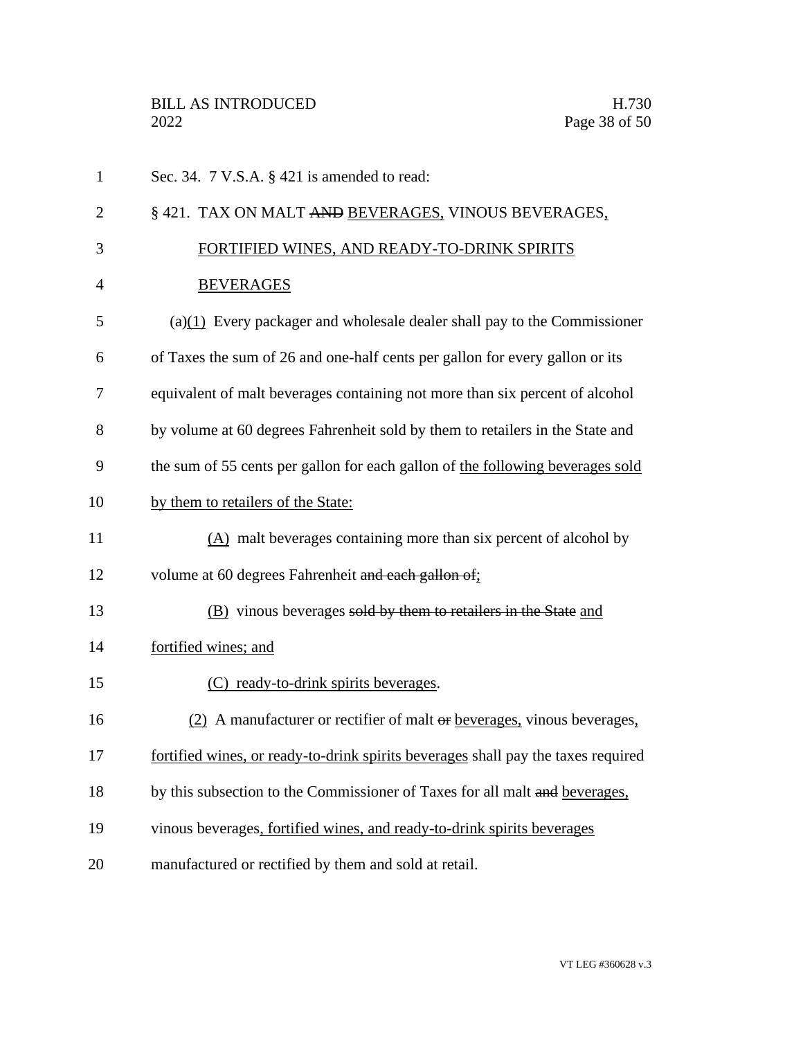Sec. 34. 7 V.S.A. § 421 is amended to read:

§ 421. TAX ON MALT ~~AND~~ <u>BEVERAGES,</u> VINOUS BEVERAGES<u>, FORTIFIED WINES, AND READY-TO-DRINK SPIRITS BEVERAGES</u>

(a)<u>(1)</u> Every packager and wholesale dealer shall pay to the Commissioner of Taxes the sum of 26 and one-half cents per gallon for every gallon or its equivalent of malt beverages containing not more than six percent of alcohol by volume at 60 degrees Fahrenheit sold by them to retailers in the State and the sum of 55 cents per gallon for each gallon of <u>the following beverages sold by them to retailers of the State:</u>

<u>(A)</u> malt beverages containing more than six percent of alcohol by volume at 60 degrees Fahrenheit ~~and each gallon of~~<u>;</u>

<u>(B)</u> vinous beverages ~~sold by them to retailers in the State~~ <u>and fortified wines; and</u>

<u>(C) ready-to-drink spirits beverages</u>.

<u>(2)</u> A manufacturer or rectifier of malt ~~or~~ <u>beverages,</u> vinous beverages<u>, fortified wines, or ready-to-drink spirits beverages</u> shall pay the taxes required by this subsection to the Commissioner of Taxes for all malt ~~and~~ <u>beverages,</u> vinous beverages<u>, fortified wines, and ready-to-drink spirits beverages</u> manufactured or rectified by them and sold at retail.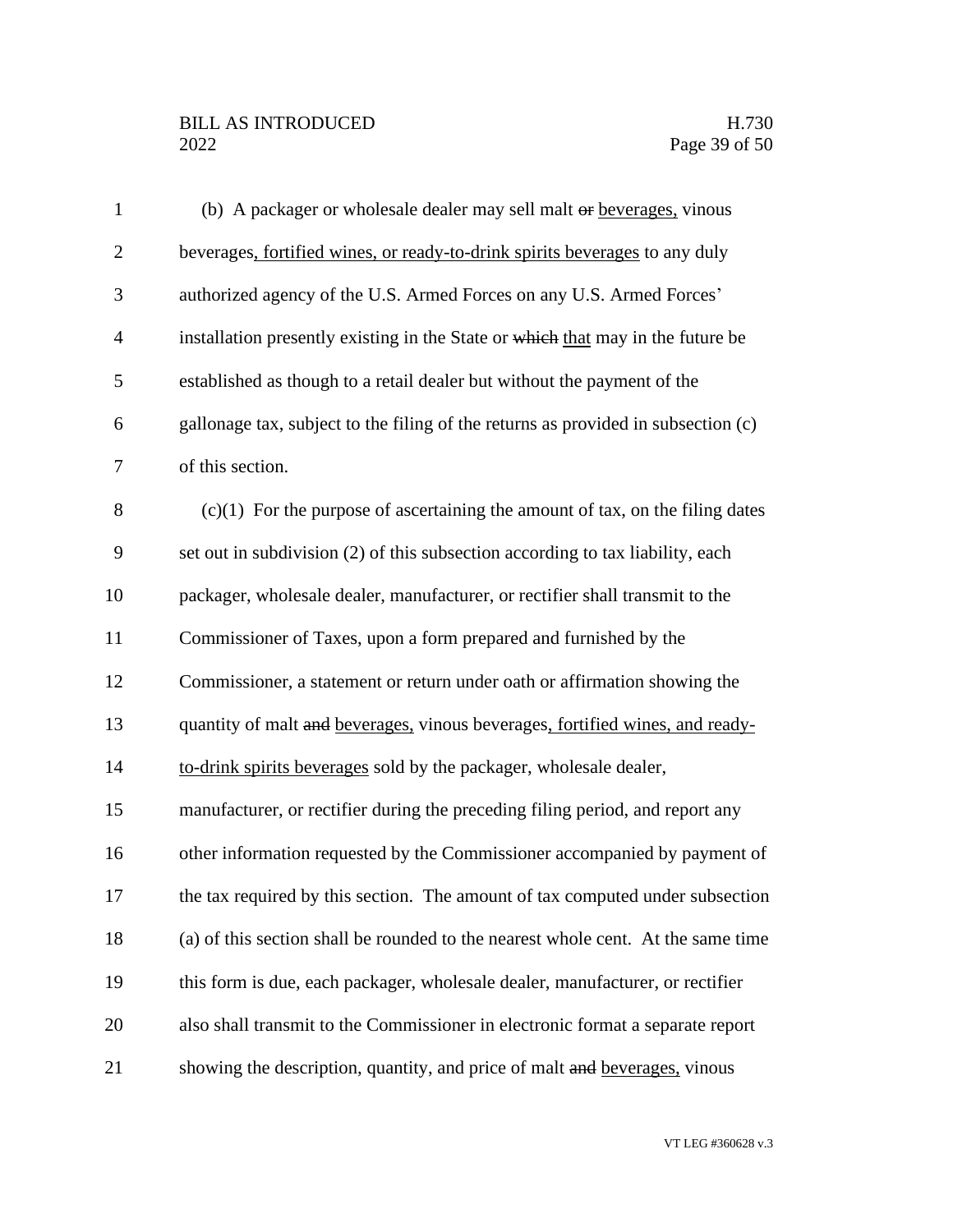(b) A packager or wholesale dealer may sell malt ~~or~~ beverages, vinous beverages, fortified wines, or ready-to-drink spirits beverages to any duly authorized agency of the U.S. Armed Forces on any U.S. Armed Forces' installation presently existing in the State or ~~which~~ that may in the future be established as though to a retail dealer but without the payment of the gallonage tax, subject to the filing of the returns as provided in subsection (c) of this section.

(c)(1) For the purpose of ascertaining the amount of tax, on the filing dates set out in subdivision (2) of this subsection according to tax liability, each packager, wholesale dealer, manufacturer, or rectifier shall transmit to the Commissioner of Taxes, upon a form prepared and furnished by the Commissioner, a statement or return under oath or affirmation showing the quantity of malt ~~and~~ beverages, vinous beverages, fortified wines, and ready-to-drink spirits beverages sold by the packager, wholesale dealer, manufacturer, or rectifier during the preceding filing period, and report any other information requested by the Commissioner accompanied by payment of the tax required by this section. The amount of tax computed under subsection (a) of this section shall be rounded to the nearest whole cent. At the same time this form is due, each packager, wholesale dealer, manufacturer, or rectifier also shall transmit to the Commissioner in electronic format a separate report showing the description, quantity, and price of malt ~~and~~ beverages, vinous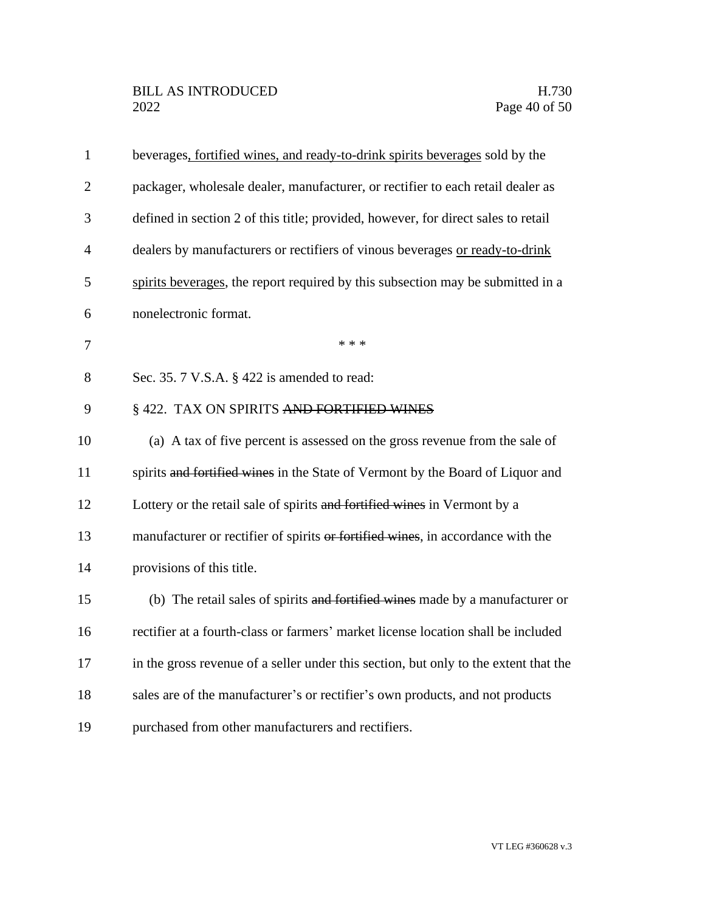beverages<u>, fortified wines, and ready-to-drink spirits beverages</u> sold by the packager, wholesale dealer, manufacturer, or rectifier to each retail dealer as defined in section 2 of this title; provided, however, for direct sales to retail dealers by manufacturers or rectifiers of vinous beverages <u>or ready-to-drink spirits beverages</u>, the report required by this subsection may be submitted in a nonelectronic format.

\* \* \*

Sec. 35. 7 V.S.A. § 422 is amended to read:

§ 422. TAX ON SPIRITS ~~AND FORTIFIED WINES~~

(a) A tax of five percent is assessed on the gross revenue from the sale of spirits ~~and fortified wines~~ in the State of Vermont by the Board of Liquor and Lottery or the retail sale of spirits ~~and fortified wines~~ in Vermont by a manufacturer or rectifier of spirits ~~or fortified wines~~, in accordance with the provisions of this title.

(b) The retail sales of spirits ~~and fortified wines~~ made by a manufacturer or rectifier at a fourth-class or farmers' market license location shall be included in the gross revenue of a seller under this section, but only to the extent that the sales are of the manufacturer's or rectifier's own products, and not products purchased from other manufacturers and rectifiers.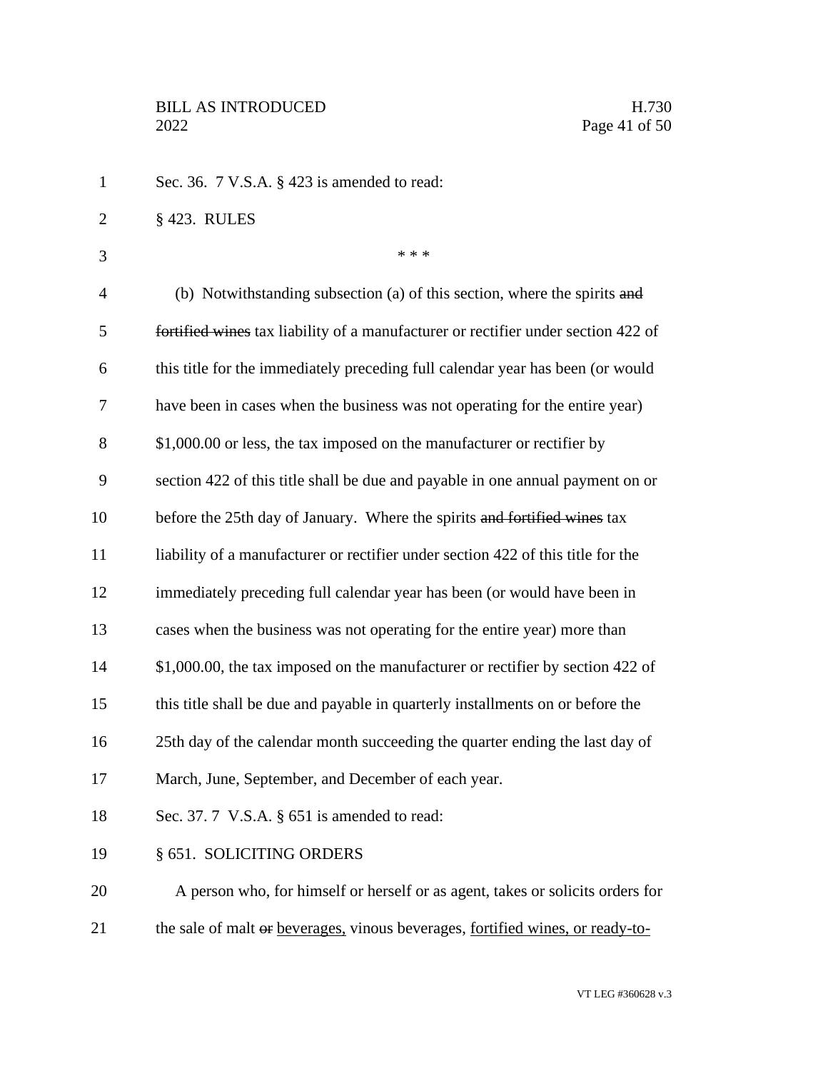Sec. 36. 7 V.S.A. § 423 is amended to read:

§ 423. RULES

\* \* \*

(b) Notwithstanding subsection (a) of this section, where the spirits ~~and fortified wines~~ tax liability of a manufacturer or rectifier under section 422 of this title for the immediately preceding full calendar year has been (or would have been in cases when the business was not operating for the entire year) $1,000.00 or less, the tax imposed on the manufacturer or rectifier by section 422 of this title shall be due and payable in one annual payment on or before the 25th day of January. Where the spirits ~~and fortified wines~~ tax liability of a manufacturer or rectifier under section 422 of this title for the immediately preceding full calendar year has been (or would have been in cases when the business was not operating for the entire year) more than $1,000.00, the tax imposed on the manufacturer or rectifier by section 422 of this title shall be due and payable in quarterly installments on or before the 25th day of the calendar month succeeding the quarter ending the last day of March, June, September, and December of each year.

Sec. 37. 7 V.S.A. § 651 is amended to read:

§ 651. SOLICITING ORDERS

A person who, for himself or herself or as agent, takes or solicits orders for the sale of malt ~~or~~ <u>beverages,</u> vinous beverages, <u>fortified wines, or ready-to-</u>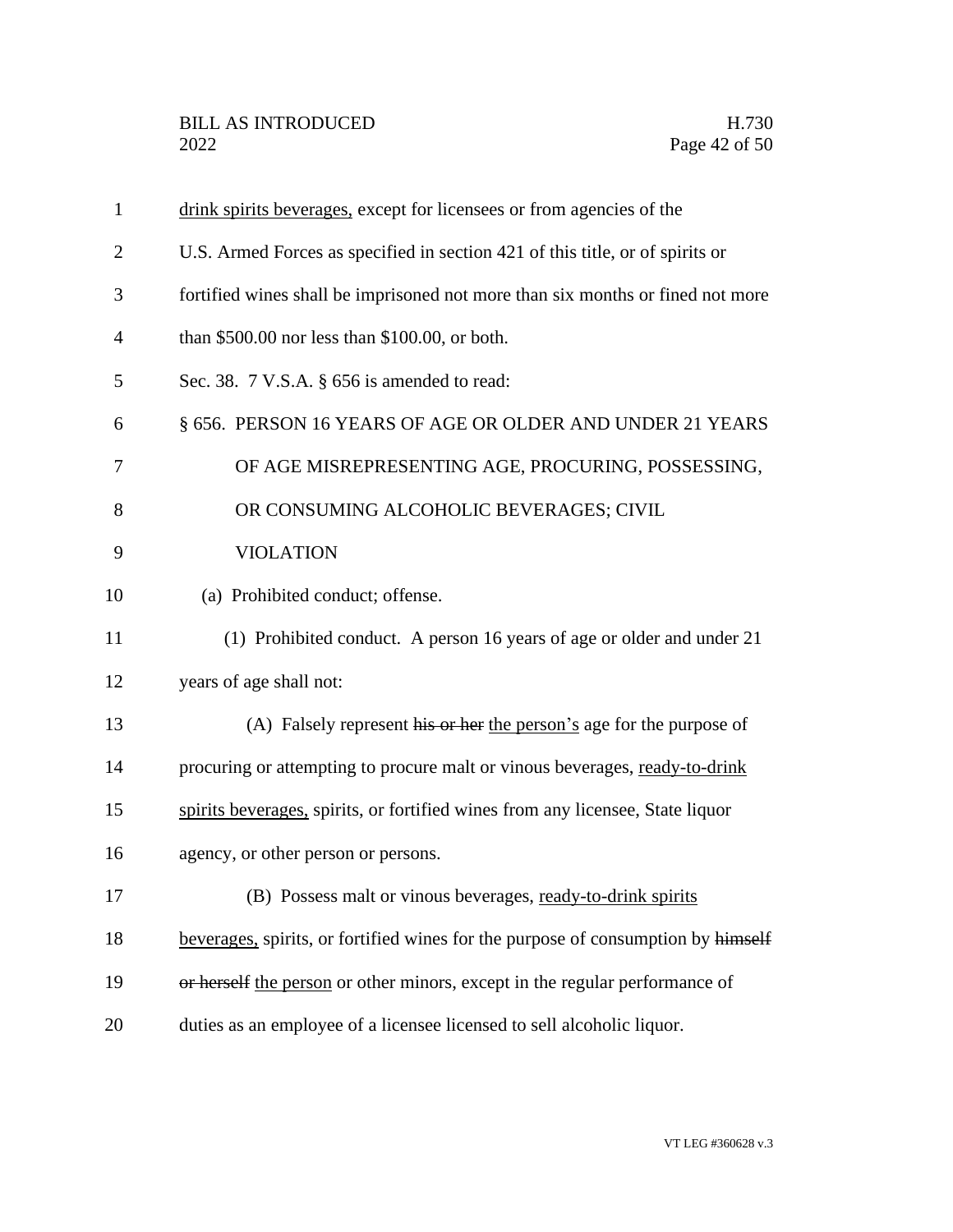drink spirits beverages, except for licensees or from agencies of the U.S. Armed Forces as specified in section 421 of this title, or of spirits or fortified wines shall be imprisoned not more than six months or fined not more than \$500.00 nor less than \$100.00, or both.

Sec. 38. 7 V.S.A. § 656 is amended to read:

§ 656. PERSON 16 YEARS OF AGE OR OLDER AND UNDER 21 YEARS OF AGE MISREPRESENTING AGE, PROCURING, POSSESSING, OR CONSUMING ALCOHOLIC BEVERAGES; CIVIL VIOLATION

(a) Prohibited conduct; offense.

(1) Prohibited conduct. A person 16 years of age or older and under 21 years of age shall not:

(A) Falsely represent ~~his or her~~ the person's age for the purpose of procuring or attempting to procure malt or vinous beverages, ready-to-drink spirits beverages, spirits, or fortified wines from any licensee, State liquor agency, or other person or persons.

(B) Possess malt or vinous beverages, ready-to-drink spirits beverages, spirits, or fortified wines for the purpose of consumption by ~~himself or herself~~ the person or other minors, except in the regular performance of duties as an employee of a licensee licensed to sell alcoholic liquor.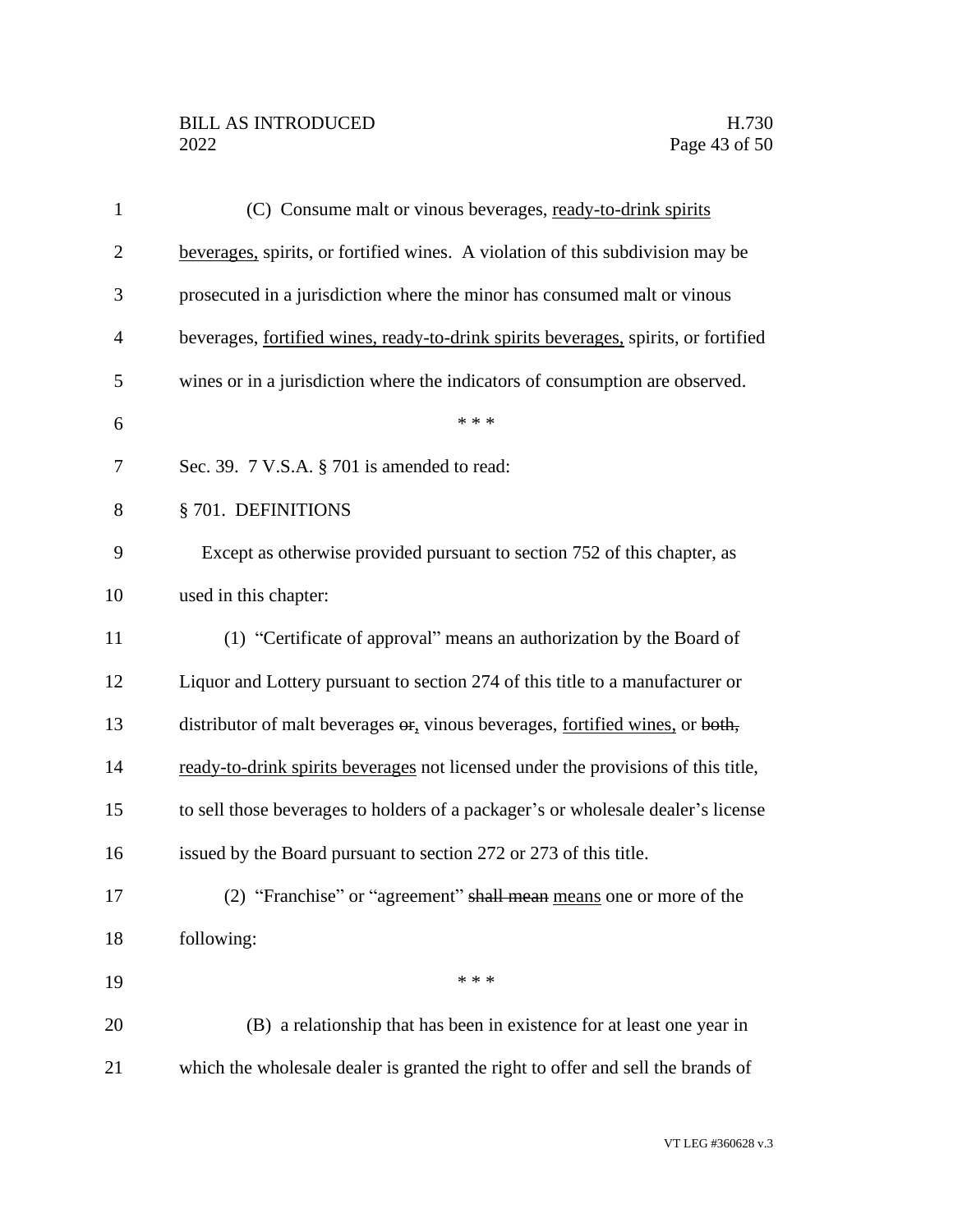(C) Consume malt or vinous beverages, <u>ready-to-drink spirits beverages,</u> spirits, or fortified wines. A violation of this subdivision may be prosecuted in a jurisdiction where the minor has consumed malt or vinous beverages, <u>fortified wines, ready-to-drink spirits beverages,</u> spirits, or fortified wines or in a jurisdiction where the indicators of consumption are observed.

\* \* \*

Sec. 39. 7 V.S.A. § 701 is amended to read:

§ 701. DEFINITIONS

Except as otherwise provided pursuant to section 752 of this chapter, as used in this chapter:

(1) "Certificate of approval" means an authorization by the Board of Liquor and Lottery pursuant to section 274 of this title to a manufacturer or distributor of malt beverages ~~or~~<u>,</u> vinous beverages, <u>fortified wines,</u> or ~~both,~~ <u>ready-to-drink spirits beverages</u> not licensed under the provisions of this title, to sell those beverages to holders of a packager's or wholesale dealer's license issued by the Board pursuant to section 272 or 273 of this title.

(2) "Franchise" or "agreement" ~~shall mean~~ <u>means</u> one or more of the following:

\* \* \*

(B) a relationship that has been in existence for at least one year in which the wholesale dealer is granted the right to offer and sell the brands of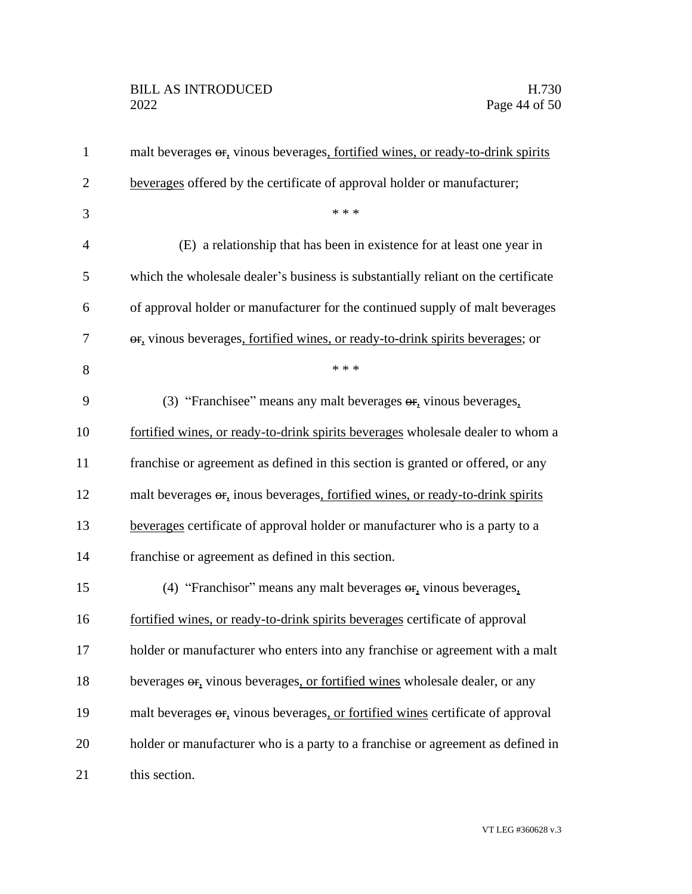malt beverages ~~or~~, vinous beverages, fortified wines, or ready-to-drink spirits beverages offered by the certificate of approval holder or manufacturer;

\* \* \*

(E) a relationship that has been in existence for at least one year in which the wholesale dealer's business is substantially reliant on the certificate of approval holder or manufacturer for the continued supply of malt beverages ~~or~~, vinous beverages, fortified wines, or ready-to-drink spirits beverages; or

\* \* \*

(3) "Franchisee" means any malt beverages ~~or~~, vinous beverages, fortified wines, or ready-to-drink spirits beverages wholesale dealer to whom a franchise or agreement as defined in this section is granted or offered, or any malt beverages ~~or~~, inous beverages, fortified wines, or ready-to-drink spirits beverages certificate of approval holder or manufacturer who is a party to a franchise or agreement as defined in this section.

(4) "Franchisor" means any malt beverages ~~or~~, vinous beverages, fortified wines, or ready-to-drink spirits beverages certificate of approval holder or manufacturer who enters into any franchise or agreement with a malt beverages ~~or~~, vinous beverages, or fortified wines wholesale dealer, or any malt beverages ~~or~~, vinous beverages, or fortified wines certificate of approval holder or manufacturer who is a party to a franchise or agreement as defined in this section.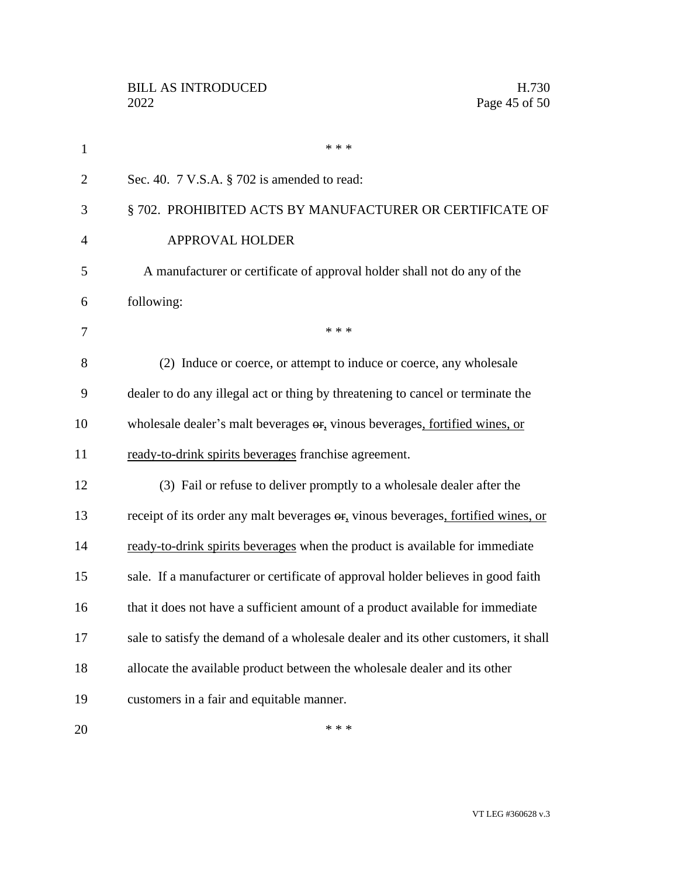\* \* \*

Sec. 40. 7 V.S.A. § 702 is amended to read:

§ 702. PROHIBITED ACTS BY MANUFACTURER OR CERTIFICATE OF APPROVAL HOLDER

A manufacturer or certificate of approval holder shall not do any of the following:

\* \* \*

(2) Induce or coerce, or attempt to induce or coerce, any wholesale dealer to do any illegal act or thing by threatening to cancel or terminate the wholesale dealer's malt beverages ~~or~~, vinous beverages, fortified wines, or ready-to-drink spirits beverages franchise agreement.

(3) Fail or refuse to deliver promptly to a wholesale dealer after the receipt of its order any malt beverages ~~or~~, vinous beverages, fortified wines, or ready-to-drink spirits beverages when the product is available for immediate sale. If a manufacturer or certificate of approval holder believes in good faith that it does not have a sufficient amount of a product available for immediate sale to satisfy the demand of a wholesale dealer and its other customers, it shall allocate the available product between the wholesale dealer and its other customers in a fair and equitable manner.

\* \* \*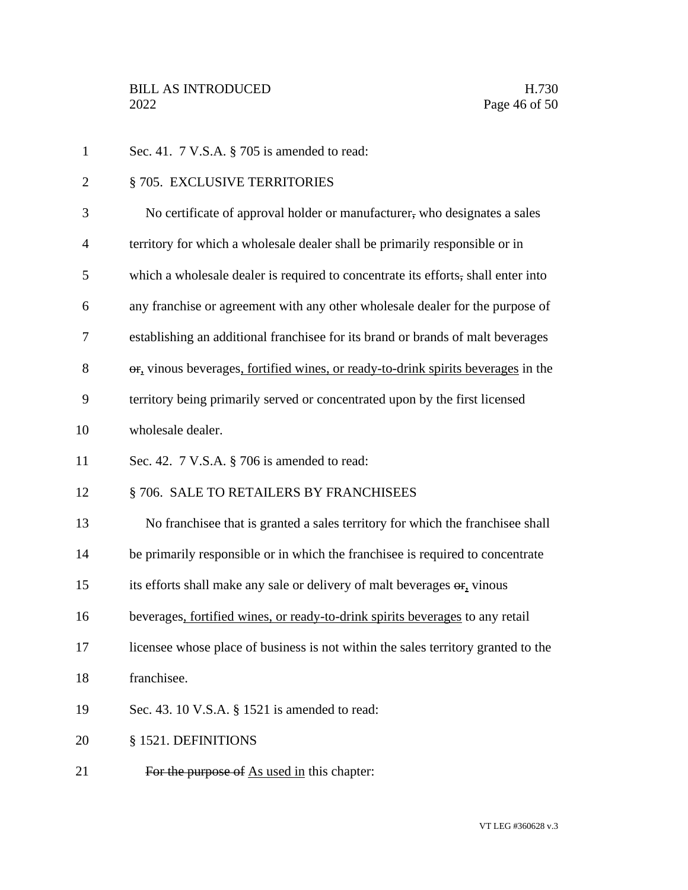Sec. 41. 7 V.S.A. § 705 is amended to read:

§ 705. EXCLUSIVE TERRITORIES

No certificate of approval holder or manufacturer~~,~~ who designates a sales territory for which a wholesale dealer shall be primarily responsible or in which a wholesale dealer is required to concentrate its efforts~~,~~ shall enter into any franchise or agreement with any other wholesale dealer for the purpose of establishing an additional franchisee for its brand or brands of malt beverages ~~or~~, vinous beverages<u>, fortified wines, or ready-to-drink spirits beverages</u> in the territory being primarily served or concentrated upon by the first licensed wholesale dealer.

Sec. 42. 7 V.S.A. § 706 is amended to read:

§ 706. SALE TO RETAILERS BY FRANCHISEES

No franchisee that is granted a sales territory for which the franchisee shall be primarily responsible or in which the franchisee is required to concentrate its efforts shall make any sale or delivery of malt beverages ~~or~~, vinous beverages<u>, fortified wines, or ready-to-drink spirits beverages</u> to any retail licensee whose place of business is not within the sales territory granted to the franchisee.

Sec. 43. 10 V.S.A. § 1521 is amended to read:

§ 1521. DEFINITIONS

~~For the purpose of~~ <u>As used in</u> this chapter: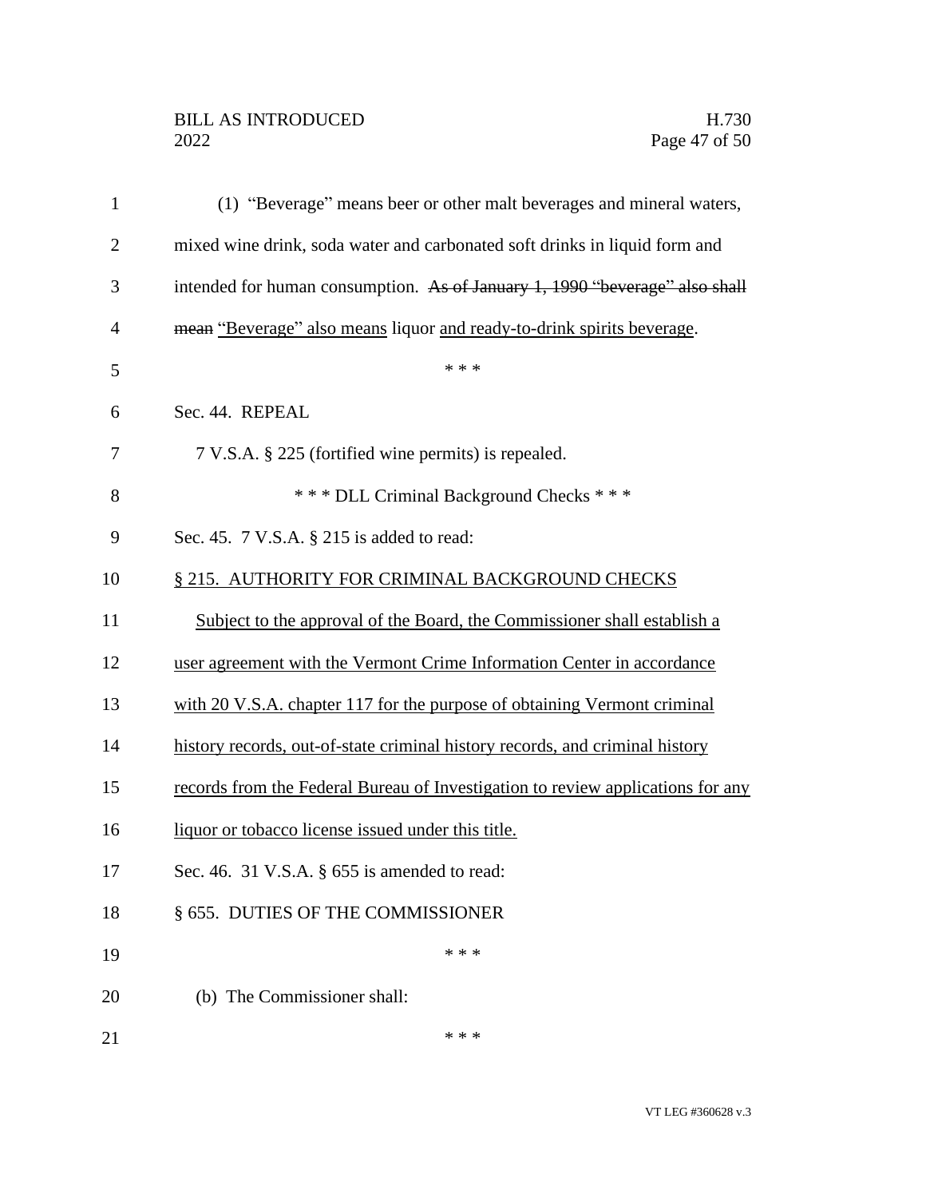(1) "Beverage" means beer or other malt beverages and mineral waters, mixed wine drink, soda water and carbonated soft drinks in liquid form and intended for human consumption. ~~As of January 1, 1990 "beverage" also shall mean~~ <u>"Beverage" also means</u> liquor <u>and ready-to-drink spirits beverage</u>.

\* \* \*

Sec. 44. REPEAL

7 V.S.A. § 225 (fortified wine permits) is repealed.

\* \* \* DLL Criminal Background Checks \* \* \*

Sec. 45. 7 V.S.A. § 215 is added to read:

<u>§ 215. AUTHORITY FOR CRIMINAL BACKGROUND CHECKS</u>

<u>Subject to the approval of the Board, the Commissioner shall establish a user agreement with the Vermont Crime Information Center in accordance with 20 V.S.A. chapter 117 for the purpose of obtaining Vermont criminal history records, out-of-state criminal history records, and criminal history records from the Federal Bureau of Investigation to review applications for any liquor or tobacco license issued under this title.</u>

Sec. 46. 31 V.S.A. § 655 is amended to read:

§ 655. DUTIES OF THE COMMISSIONER

\* \* \*

(b) The Commissioner shall:

\* \* \*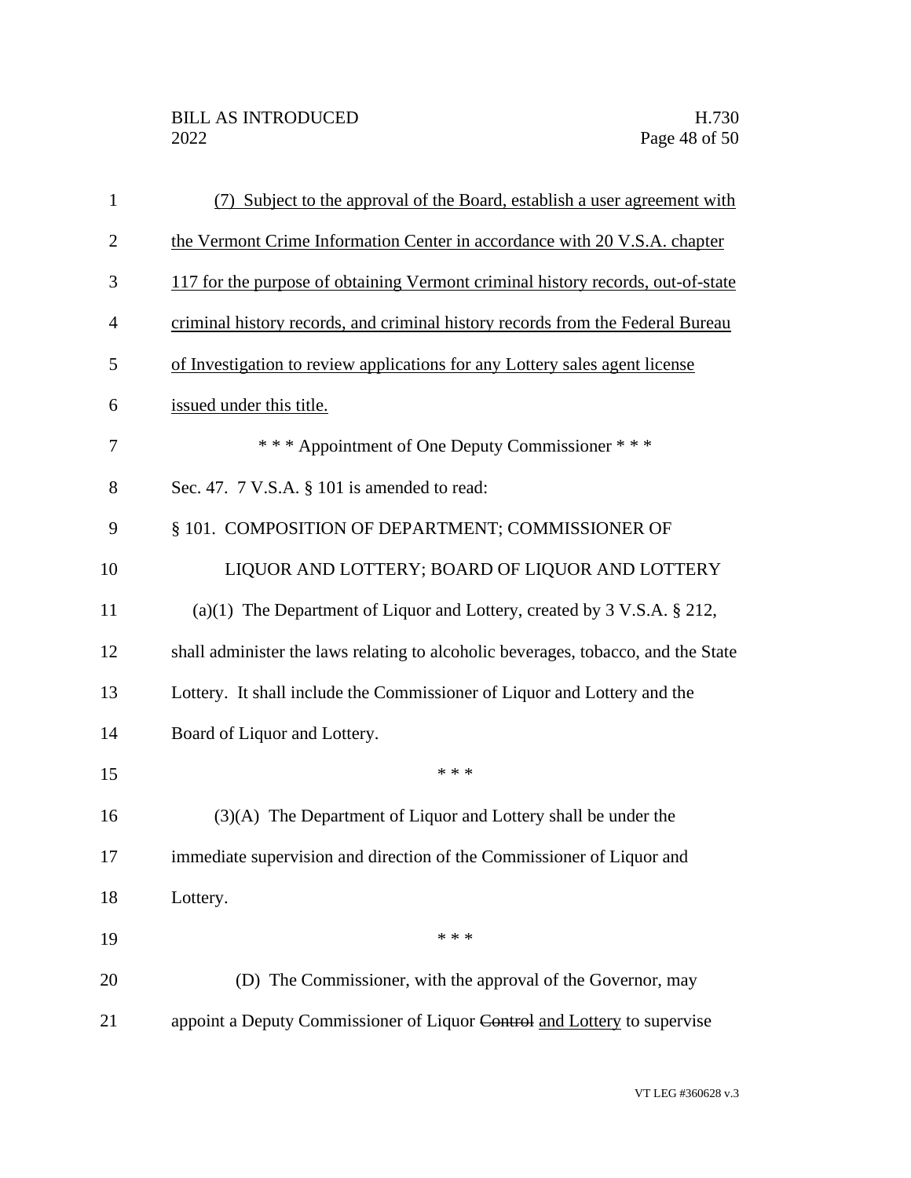(7) Subject to the approval of the Board, establish a user agreement with the Vermont Crime Information Center in accordance with 20 V.S.A. chapter 117 for the purpose of obtaining Vermont criminal history records, out-of-state criminal history records, and criminal history records from the Federal Bureau of Investigation to review applications for any Lottery sales agent license issued under this title.

\* \* \* Appointment of One Deputy Commissioner \* \* \*

Sec. 47. 7 V.S.A. § 101 is amended to read:

§ 101. COMPOSITION OF DEPARTMENT; COMMISSIONER OF LIQUOR AND LOTTERY; BOARD OF LIQUOR AND LOTTERY

(a)(1) The Department of Liquor and Lottery, created by 3 V.S.A. § 212, shall administer the laws relating to alcoholic beverages, tobacco, and the State Lottery. It shall include the Commissioner of Liquor and Lottery and the Board of Liquor and Lottery.

\* \* \*

(3)(A) The Department of Liquor and Lottery shall be under the immediate supervision and direction of the Commissioner of Liquor and Lottery.

\* \* \*

(D) The Commissioner, with the approval of the Governor, may appoint a Deputy Commissioner of Liquor ~~Control~~ and Lottery to supervise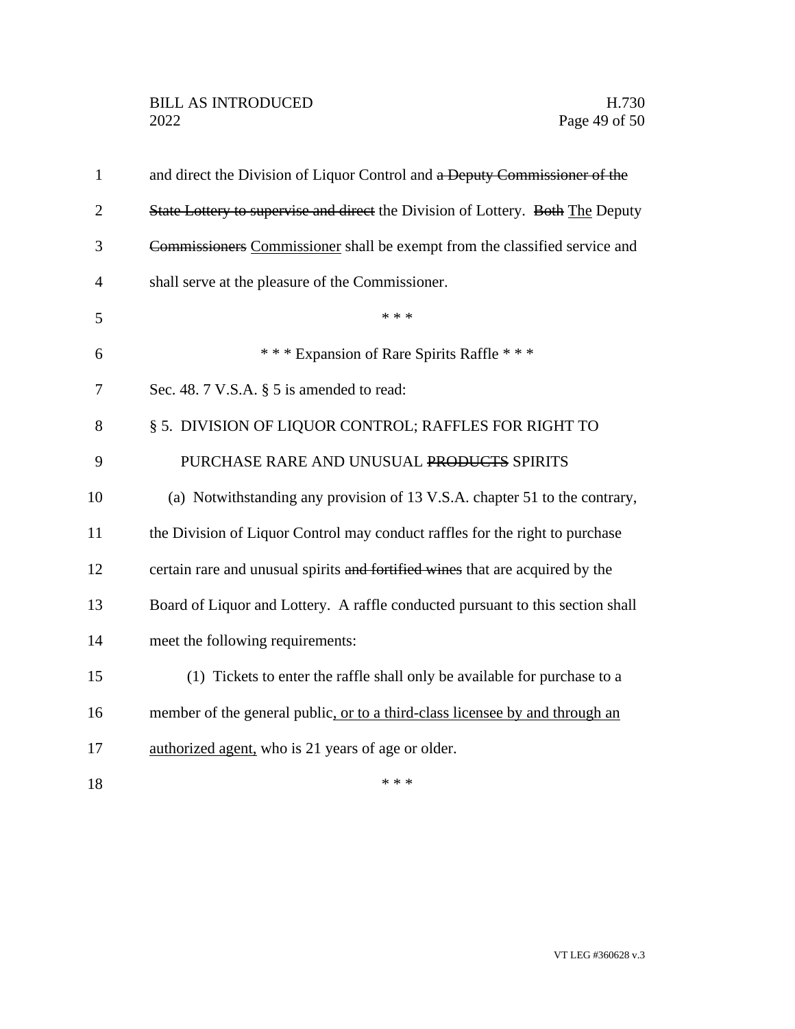and direct the Division of Liquor Control and ~~a Deputy Commissioner of the State Lottery to supervise and direct~~ the Division of Lottery. ~~Both~~ <u>The</u> Deputy ~~Commissioners~~ <u>Commissioner</u> shall be exempt from the classified service and shall serve at the pleasure of the Commissioner.

\* \* \*

\* \* \* Expansion of Rare Spirits Raffle \* \* \*

Sec. 48. 7 V.S.A. § 5 is amended to read:

§ 5. DIVISION OF LIQUOR CONTROL; RAFFLES FOR RIGHT TO PURCHASE RARE AND UNUSUAL ~~PRODUCTS~~ SPIRITS

(a) Notwithstanding any provision of 13 V.S.A. chapter 51 to the contrary, the Division of Liquor Control may conduct raffles for the right to purchase certain rare and unusual spirits ~~and fortified wines~~ that are acquired by the Board of Liquor and Lottery. A raffle conducted pursuant to this section shall meet the following requirements:

(1) Tickets to enter the raffle shall only be available for purchase to a member of the general public<u>, or to a third-class licensee by and through an authorized agent,</u> who is 21 years of age or older.

\* \* \*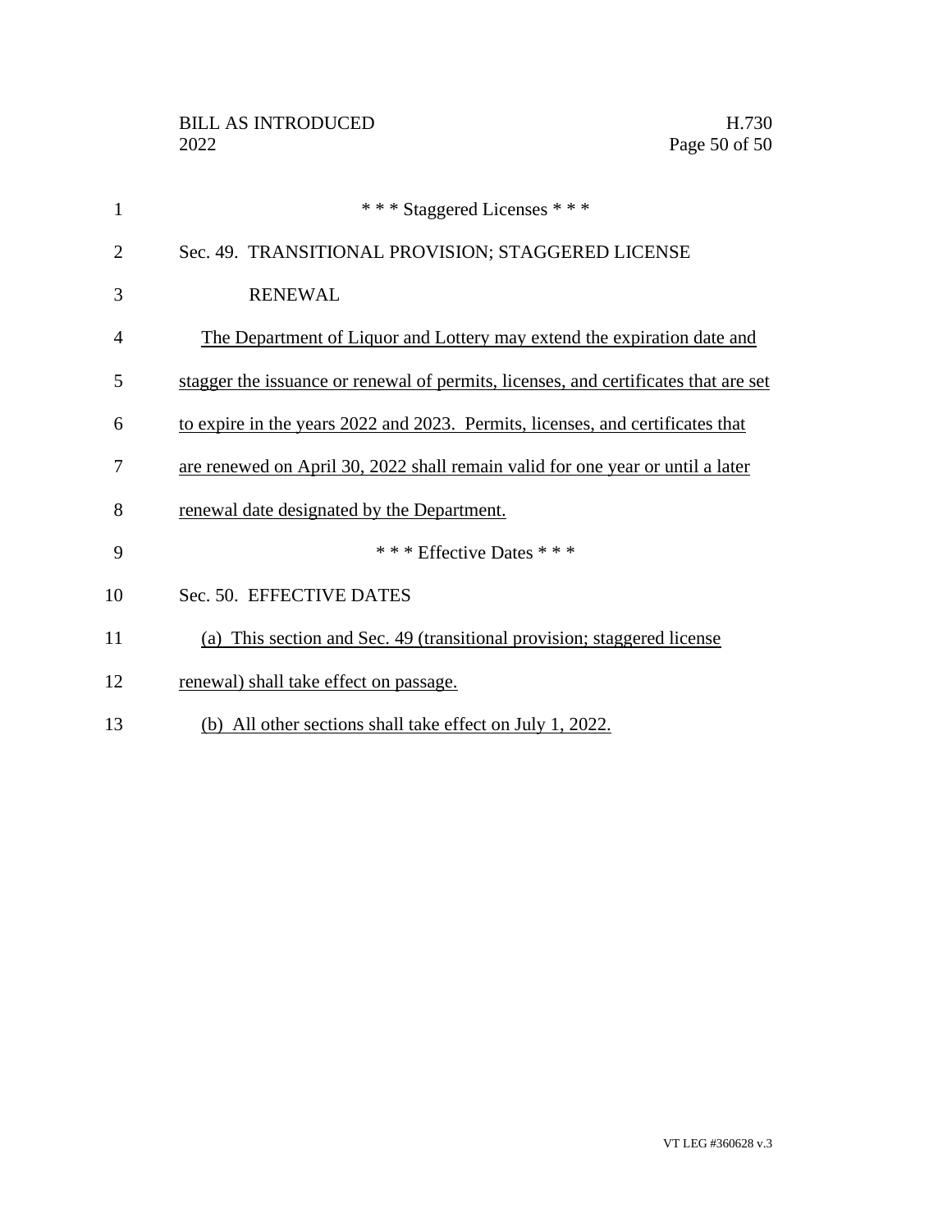\* \* \* Staggered Licenses \* \* \*

Sec. 49. TRANSITIONAL PROVISION; STAGGERED LICENSE RENEWAL

The Department of Liquor and Lottery may extend the expiration date and stagger the issuance or renewal of permits, licenses, and certificates that are set to expire in the years 2022 and 2023. Permits, licenses, and certificates that are renewed on April 30, 2022 shall remain valid for one year or until a later renewal date designated by the Department.

\* \* \* Effective Dates \* \* \*

Sec. 50. EFFECTIVE DATES

(a) This section and Sec. 49 (transitional provision; staggered license renewal) shall take effect on passage.

(b) All other sections shall take effect on July 1, 2022.